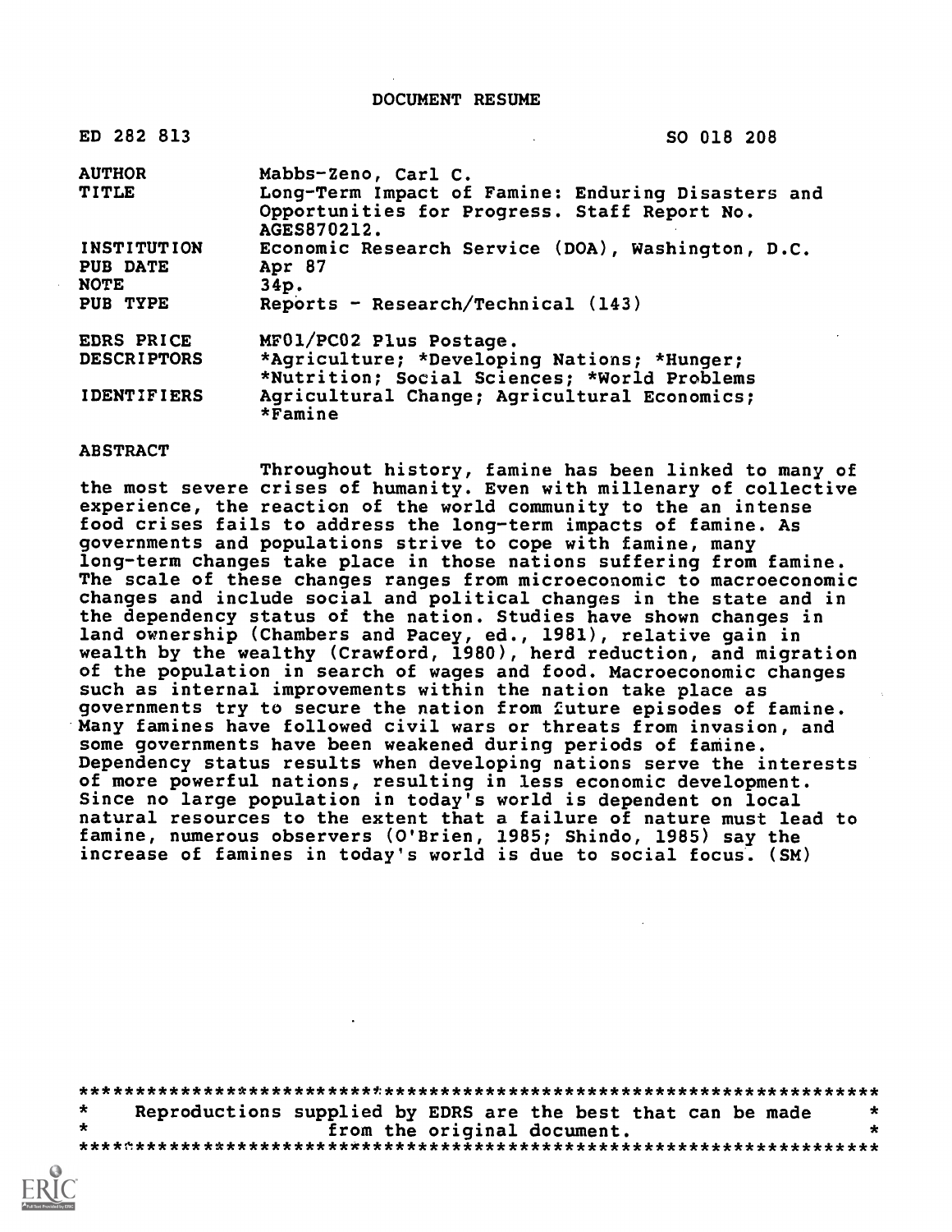# DOCUMENT RESUME

| | |
|---|---|
| ED 282 813 | SO 018 208 |
| AUTHOR | Mabbs-Zeno, Carl C. |
| TITLE | Long-Term Impact of Famine: Enduring Disasters and Opportunities for Progress. Staff Report No. AGES870212. |
| INSTITUTION | Economic Research Service (DOA), Washington, D.C. |
| PUB DATE | Apr 87 |
| NOTE | 34p. |
| PUB TYPE | Reports - Research/Technical (143) |
| EDRS PRICE | MF01/PC02 Plus Postage. |
| DESCRIPTORS | *Agriculture; *Developing Nations; *Hunger; *Nutrition; Social Sciences; *World Problems |
| IDENTIFIERS | Agricultural Change; Agricultural Economics; *Famine |

## ABSTRACT

Throughout history, famine has been linked to many of the most severe crises of humanity. Even with millenary of collective experience, the reaction of the world community to the an intense food crises fails to address the long-term impacts of famine. As governments and populations strive to cope with famine, many long-term changes take place in those nations suffering from famine. The scale of these changes ranges from microeconomic to macroeconomic changes and include social and political changes in the state and in the dependency status of the nation. Studies have shown changes in land ownership (Chambers and Pacey, ed., 1981), relative gain in wealth by the wealthy (Crawford, 1980), herd reduction, and migration of the population in search of wages and food. Macroeconomic changes such as internal improvements within the nation take place as governments try to secure the nation from future episodes of famine. Many famines have followed civil wars or threats from invasion, and some governments have been weakened during periods of famine. Dependency status results when developing nations serve the interests of more powerful nations, resulting in less economic development. Since no large population in today's world is dependent on local natural resources to the extent that a failure of nature must lead to famine, numerous observers (O'Brien, 1985; Shindo, 1985) say the increase of famines in today's world is due to social focus. (SM)

***********************************************************************
* Reproductions supplied by EDRS are the best that can be made *
* from the original document. *
***********************************************************************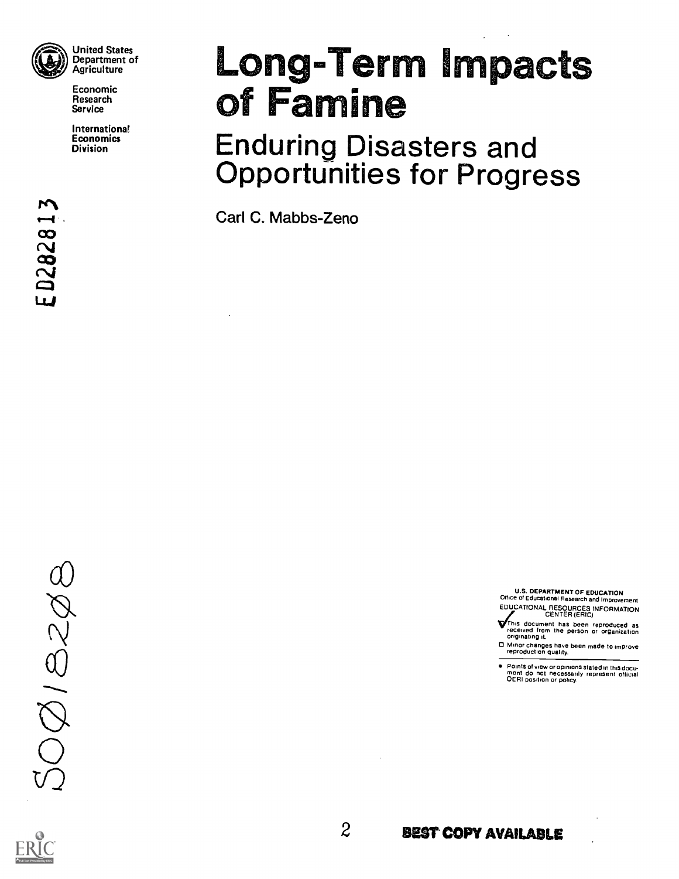United States Department of Agriculture

Economic Research Service

International Economics Division

# Long-Term Impacts of Famine

## Enduring Disasters and Opportunities for Progress

Carl C. Mabbs-Zeno

ED282813

SO018208

U.S. DEPARTMENT OF EDUCATION
Office of Educational Research and Improvement
EDUCATIONAL RESOURCES INFORMATION CENTER (ERIC)

- ☑ This document has been reproduced as received from the person or organization originating it.
- ☐ Minor changes have been made to improve reproduction quality.

- Points of view or opinions stated in this document do not necessarily represent official OERI position or policy.

BEST COPY AVAILABLE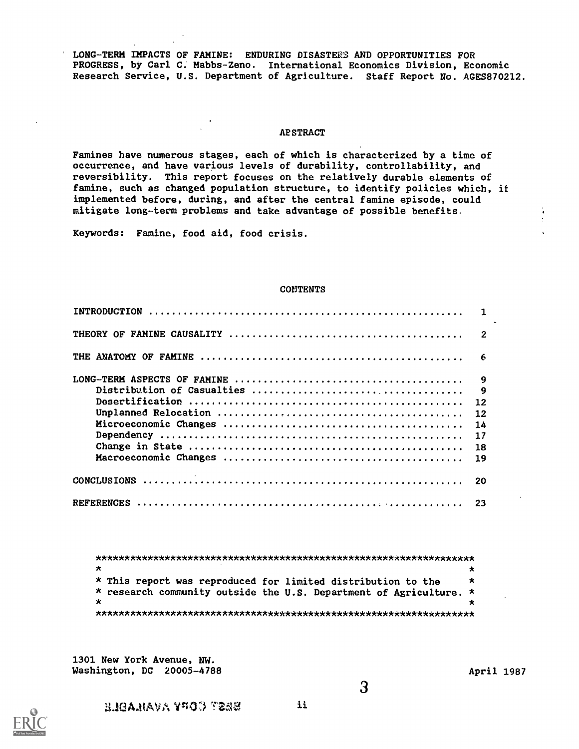LONG-TERM IMPACTS OF FAMINE: ENDURING DISASTERS AND OPPORTUNITIES FOR PROGRESS, by Carl C. Mabbs-Zeno. International Economics Division, Economic Research Service, U.S. Department of Agriculture. Staff Report No. AGES870212.

## ABSTRACT

Famines have numerous stages, each of which is characterized by a time of occurrence, and have various levels of durability, controllability, and reversibility. This report focuses on the relatively durable elements of famine, such as changed population structure, to identify policies which, if implemented before, during, and after the central famine episode, could mitigate long-term problems and take advantage of possible benefits.

Keywords: Famine, food aid, food crisis.

## CONTENTS

| | |
|---|---|
| INTRODUCTION | 1 |
| THEORY OF FAMINE CAUSALITY | 2 |
| THE ANATOMY OF FAMINE | 6 |
| LONG-TERM ASPECTS OF FAMINE | 9 |
| Distribution of Casualties | 9 |
| Desertification | 12 |
| Unplanned Relocation | 12 |
| Microeconomic Changes | 14 |
| Dependency | 17 |
| Change in State | 18 |
| Macroeconomic Changes | 19 |
| CONCLUSIONS | 20 |
| REFERENCES | 23 |

This report was reproduced for limited distribution to the research community outside the U.S. Department of Agriculture.

1301 New York Avenue, NW.
Washington, DC 20005-4788

April 1987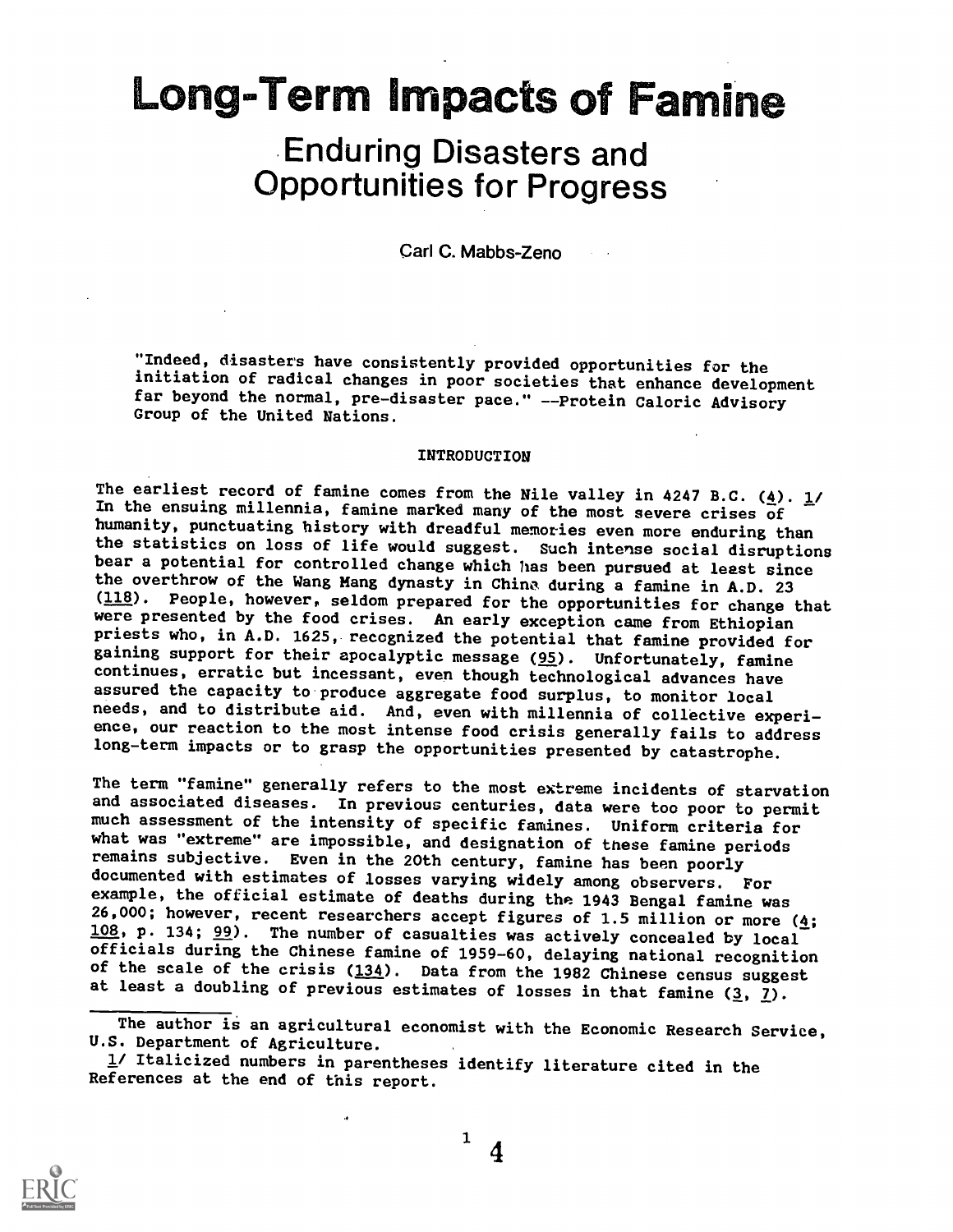# Long-Term Impacts of Famine

## Enduring Disasters and Opportunities for Progress

Carl C. Mabbs-Zeno

"Indeed, disasters have consistently provided opportunities for the initiation of radical changes in poor societies that enhance development far beyond the normal, pre-disaster pace." --Protein Caloric Advisory Group of the United Nations.

### INTRODUCTION

The earliest record of famine comes from the Nile valley in 4247 B.C. (*4*). 1/ In the ensuing millennia, famine marked many of the most severe crises of humanity, punctuating history with dreadful memories even more enduring than the statistics on loss of life would suggest. Such intense social disruptions bear a potential for controlled change which has been pursued at least since the overthrow of the Wang Mang dynasty in China during a famine in A.D. 23 (*118*). People, however, seldom prepared for the opportunities for change that were presented by the food crises. An early exception came from Ethiopian priests who, in A.D. 1625, recognized the potential that famine provided for gaining support for their apocalyptic message (*95*). Unfortunately, famine continues, erratic but incessant, even though technological advances have assured the capacity to produce aggregate food surplus, to monitor local needs, and to distribute aid. And, even with millennia of collective experience, our reaction to the most intense food crisis generally fails to address long-term impacts or to grasp the opportunities presented by catastrophe.

The term "famine" generally refers to the most extreme incidents of starvation and associated diseases. In previous centuries, data were too poor to permit much assessment of the intensity of specific famines. Uniform criteria for what was "extreme" are impossible, and designation of these famine periods remains subjective. Even in the 20th century, famine has been poorly documented with estimates of losses varying widely among observers. For example, the official estimate of deaths during the 1943 Bengal famine was 26,000; however, recent researchers accept figures of 1.5 million or more (*4*; *108*, p. 134; *99*). The number of casualties was actively concealed by local officials during the Chinese famine of 1959-60, delaying national recognition of the scale of the crisis (*134*). Data from the 1982 Chinese census suggest at least a doubling of previous estimates of losses in that famine (*3*, *7*).

---

The author is an agricultural economist with the Economic Research Service, U.S. Department of Agriculture.

1/ Italicized numbers in parentheses identify literature cited in the References at the end of this report.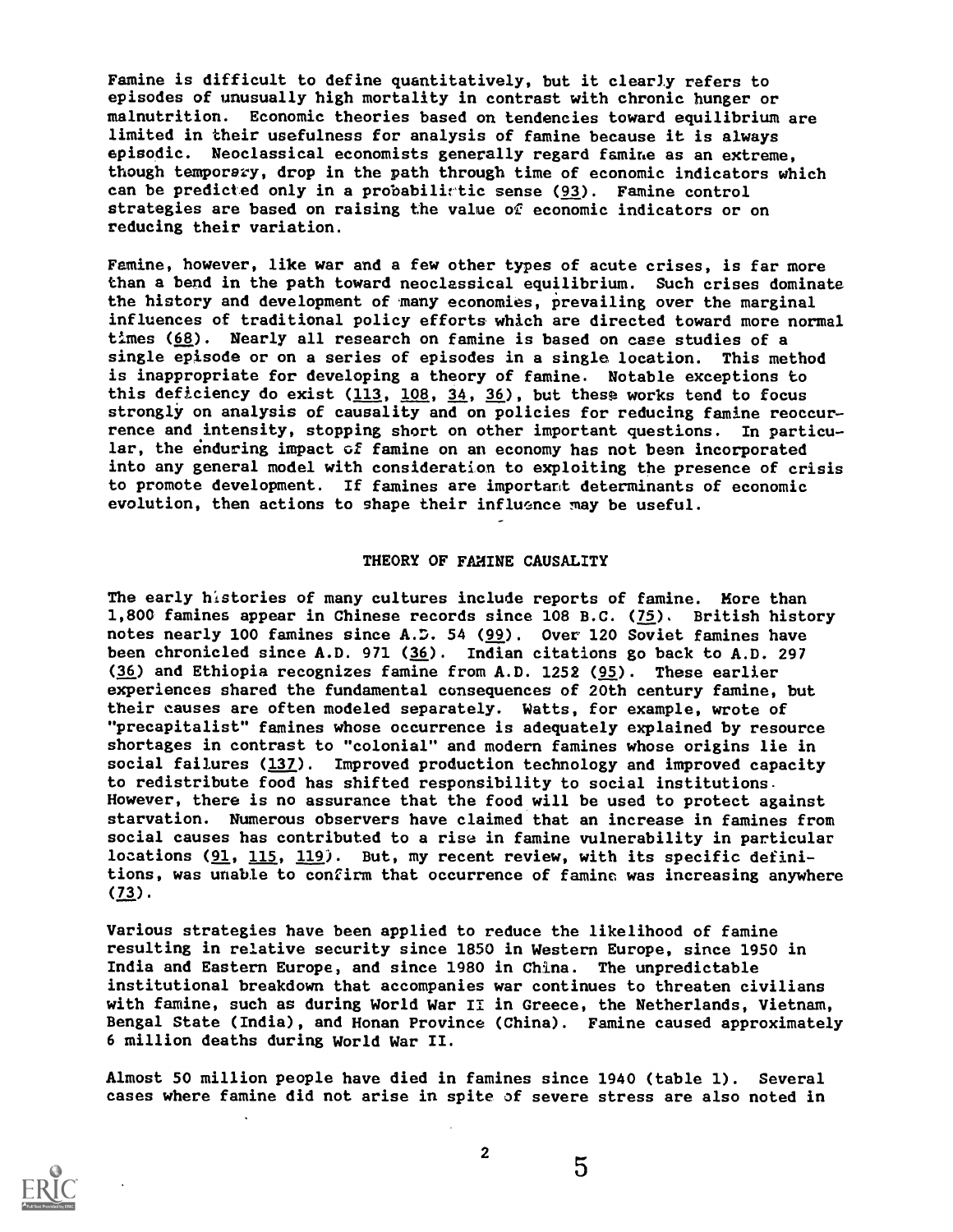Famine is difficult to define quantitatively, but it clearly refers to episodes of unusually high mortality in contrast with chronic hunger or malnutrition. Economic theories based on tendencies toward equilibrium are limited in their usefulness for analysis of famine because it is always episodic. Neoclassical economists generally regard famine as an extreme, though temporary, drop in the path through time of economic indicators which can be predicted only in a probabilistic sense (93). Famine control strategies are based on raising the value of economic indicators or on reducing their variation.

Famine, however, like war and a few other types of acute crises, is far more than a bend in the path toward neoclassical equilibrium. Such crises dominate the history and development of many economies, prevailing over the marginal influences of traditional policy efforts which are directed toward more normal times (68). Nearly all research on famine is based on case studies of a single episode or on a series of episodes in a single location. This method is inappropriate for developing a theory of famine. Notable exceptions to this deficiency do exist (113, 108, 34, 36), but these works tend to focus strongly on analysis of causality and on policies for reducing famine reoccurrence and intensity, stopping short on other important questions. In particular, the enduring impact of famine on an economy has not been incorporated into any general model with consideration to exploiting the presence of crisis to promote development. If famines are important determinants of economic evolution, then actions to shape their influence may be useful.

## THEORY OF FAMINE CAUSALITY

The early histories of many cultures include reports of famine. More than 1,800 famines appear in Chinese records since 108 B.C. (75). British history notes nearly 100 famines since A.D. 54 (99). Over 120 Soviet famines have been chronicled since A.D. 971 (36). Indian citations go back to A.D. 297 (36) and Ethiopia recognizes famine from A.D. 1252 (95). These earlier experiences shared the fundamental consequences of 20th century famine, but their causes are often modeled separately. Watts, for example, wrote of "precapitalist" famines whose occurrence is adequately explained by resource shortages in contrast to "colonial" and modern famines whose origins lie in social failures (137). Improved production technology and improved capacity to redistribute food has shifted responsibility to social institutions. However, there is no assurance that the food will be used to protect against starvation. Numerous observers have claimed that an increase in famines from social causes has contributed to a rise in famine vulnerability in particular locations (91, 115, 119). But, my recent review, with its specific definitions, was unable to confirm that occurrence of famine was increasing anywhere (73).

Various strategies have been applied to reduce the likelihood of famine resulting in relative security since 1850 in Western Europe, since 1950 in India and Eastern Europe, and since 1980 in China. The unpredictable institutional breakdown that accompanies war continues to threaten civilians with famine, such as during World War II in Greece, the Netherlands, Vietnam, Bengal State (India), and Honan Province (China). Famine caused approximately 6 million deaths during World War II.

Almost 50 million people have died in famines since 1940 (table 1). Several cases where famine did not arise in spite of severe stress are also noted in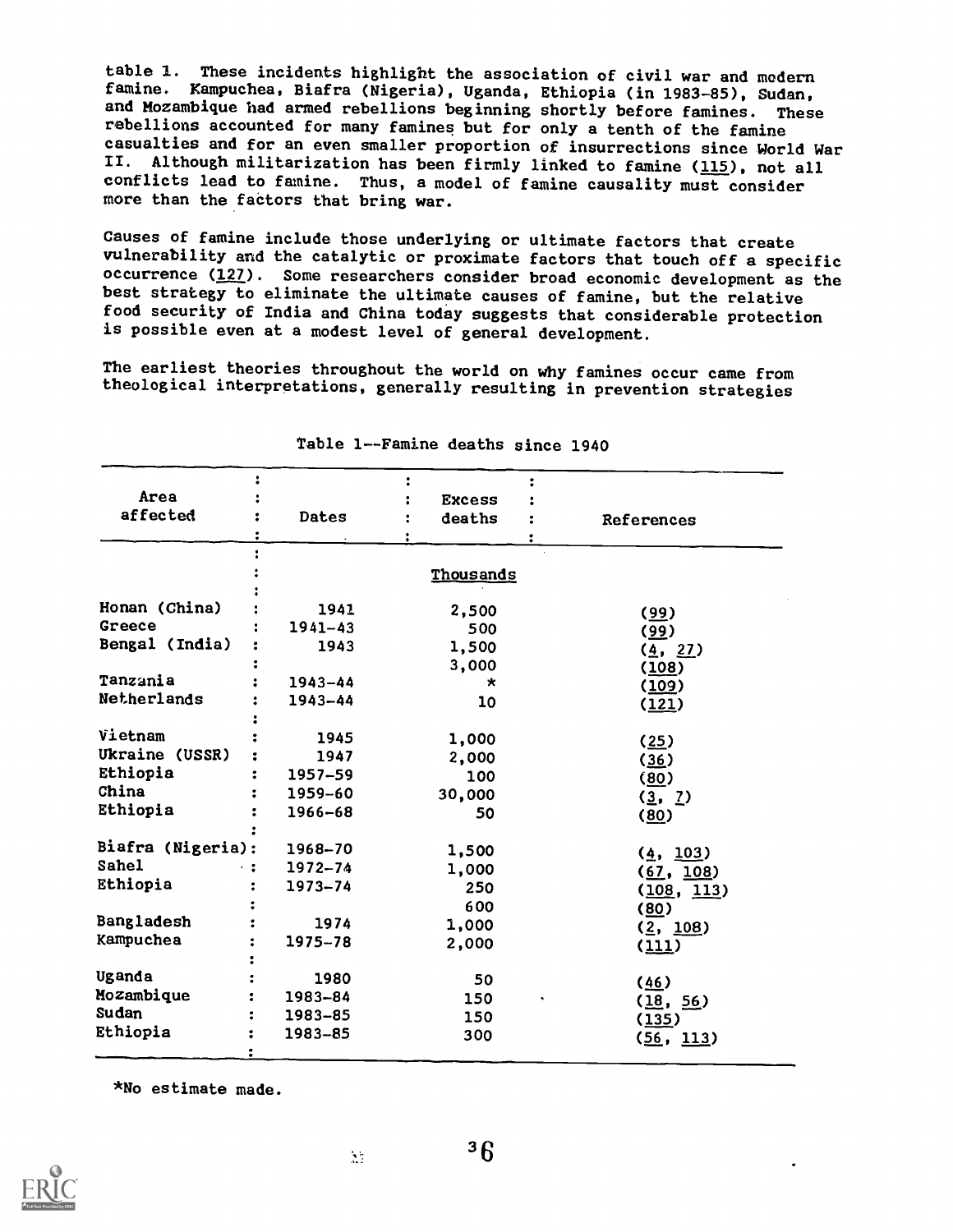table 1. These incidents highlight the association of civil war and modern famine. Kampuchea, Biafra (Nigeria), Uganda, Ethiopia (in 1983-85), Sudan, and Mozambique had armed rebellions beginning shortly before famines. These rebellions accounted for many famines but for only a tenth of the famine casualties and for an even smaller proportion of insurrections since World War II. Although militarization has been firmly linked to famine (115), not all conflicts lead to famine. Thus, a model of famine causality must consider more than the factors that bring war.

Causes of famine include those underlying or ultimate factors that create vulnerability and the catalytic or proximate factors that touch off a specific occurrence (127). Some researchers consider broad economic development as the best strategy to eliminate the ultimate causes of famine, but the relative food security of India and China today suggests that considerable protection is possible even at a modest level of general development.

The earliest theories throughout the world on why famines occur came from theological interpretations, generally resulting in prevention strategies

Table 1--Famine deaths since 1940

| Area affected | Dates | Excess deaths | References |
|---|---|---|---|
| | | Thousands | |
| Honan (China) | 1941 | 2,500 | (99) |
| Greece | 1941-43 | 500 | (99) |
| Bengal (India) | 1943 | 1,500 | (4, 27) |
| | | 3,000 | (108) |
| Tanzania | 1943-44 | * | (109) |
| Netherlands | 1943-44 | 10 | (121) |
| Vietnam | 1945 | 1,000 | (25) |
| Ukraine (USSR) | 1947 | 2,000 | (36) |
| Ethiopia | 1957-59 | 100 | (80) |
| China | 1959-60 | 30,000 | (3, 7) |
| Ethiopia | 1966-68 | 50 | (80) |
| Biafra (Nigeria) | 1968-70 | 1,500 | (4, 103) |
| Sahel | 1972-74 | 1,000 | (67, 108) |
| Ethiopia | 1973-74 | 250 | (108, 113) |
| | | 600 | (80) |
| Bangladesh | 1974 | 1,000 | (2, 108) |
| Kampuchea | 1975-78 | 2,000 | (111) |
| Uganda | 1980 | 50 | (46) |
| Mozambique | 1983-84 | 150 | (18, 56) |
| Sudan | 1983-85 | 150 | (135) |
| Ethiopia | 1983-85 | 300 | (56, 113) |

*No estimate made.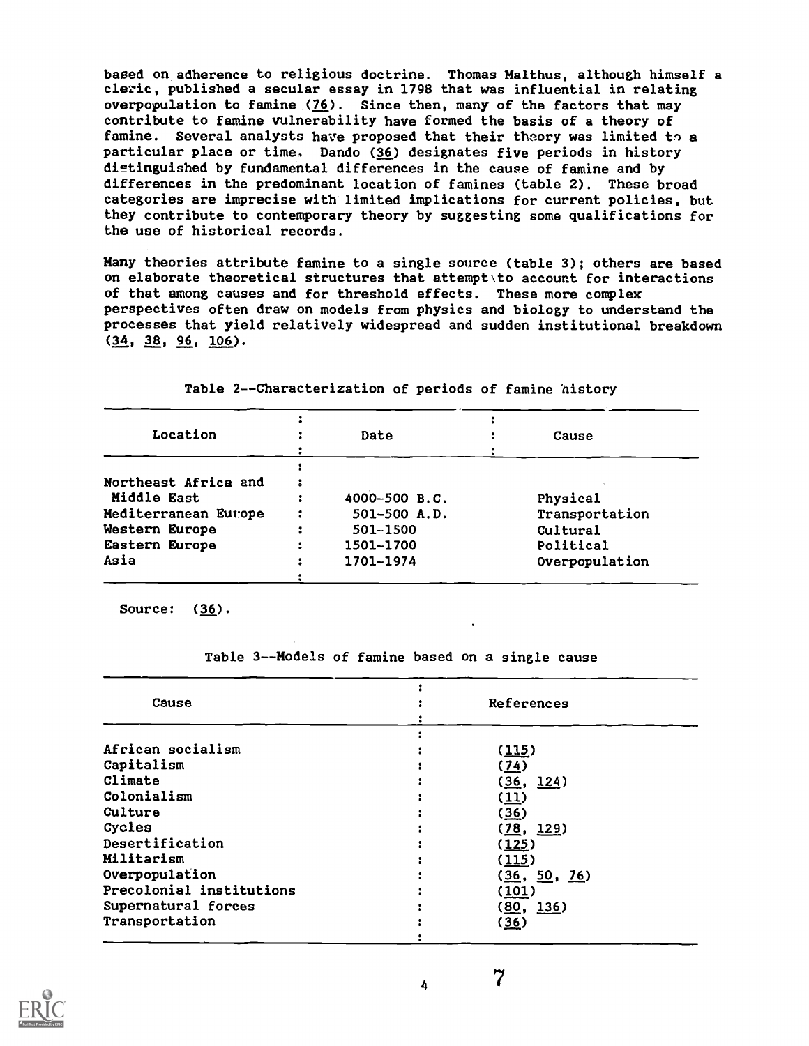based on adherence to religious doctrine. Thomas Malthus, although himself a cleric, published a secular essay in 1798 that was influential in relating overpopulation to famine (76). Since then, many of the factors that may contribute to famine vulnerability have formed the basis of a theory of famine. Several analysts have proposed that their theory was limited to a particular place or time. Dando (36) designates five periods in history distinguished by fundamental differences in the cause of famine and by differences in the predominant location of famines (table 2). These broad categories are imprecise with limited implications for current policies, but they contribute to contemporary theory by suggesting some qualifications for the use of historical records.

Many theories attribute famine to a single source (table 3); others are based on elaborate theoretical structures that attempt to account for interactions of that among causes and for threshold effects. These more complex perspectives often draw on models from physics and biology to understand the processes that yield relatively widespread and sudden institutional breakdown (34, 38, 96, 106).

Table 2--Characterization of periods of famine history

| Location | Date | Cause |
|---|---|---|
| Northeast Africa and Middle East | 4000-500 B.C. | Physical |
| Mediterranean Europe | 501-500 A.D. | Transportation |
| Western Europe | 501-1500 | Cultural |
| Eastern Europe | 1501-1700 | Political |
| Asia | 1701-1974 | Overpopulation |

Source: (36).

Table 3--Models of famine based on a single cause

| Cause | References |
|---|---|
| African socialism | (115) |
| Capitalism | (74) |
| Climate | (36, 124) |
| Colonialism | (11) |
| Culture | (36) |
| Cycles | (78, 129) |
| Desertification | (125) |
| Militarism | (115) |
| Overpopulation | (36, 50, 76) |
| Precolonial institutions | (101) |
| Supernatural forces | (80, 136) |
| Transportation | (36) |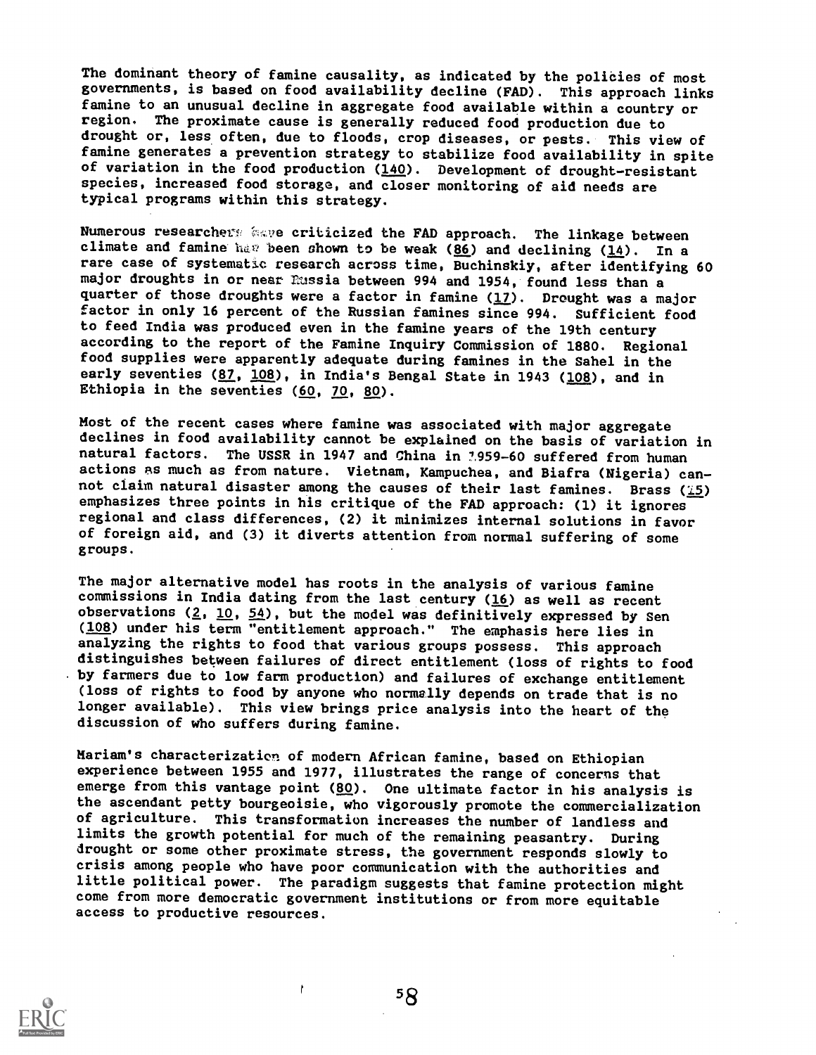The dominant theory of famine causality, as indicated by the policies of most governments, is based on food availability decline (FAD). This approach links famine to an unusual decline in aggregate food available within a country or region. The proximate cause is generally reduced food production due to drought or, less often, due to floods, crop diseases, or pests. This view of famine generates a prevention strategy to stabilize food availability in spite of variation in the food production (140). Development of drought-resistant species, increased food storage, and closer monitoring of aid needs are typical programs within this strategy.

Numerous researchers have criticized the FAD approach. The linkage between climate and famine has been shown to be weak (86) and declining (14). In a rare case of systematic research across time, Buchinskiy, after identifying 60 major droughts in or near Russia between 994 and 1954, found less than a quarter of those droughts were a factor in famine (17). Drought was a major factor in only 16 percent of the Russian famines since 994. Sufficient food to feed India was produced even in the famine years of the 19th century according to the report of the Famine Inquiry Commission of 1880. Regional food supplies were apparently adequate during famines in the Sahel in the early seventies (87, 108), in India's Bengal State in 1943 (108), and in Ethiopia in the seventies (60, 70, 80).

Most of the recent cases where famine was associated with major aggregate declines in food availability cannot be explained on the basis of variation in natural factors. The USSR in 1947 and China in 1959-60 suffered from human actions as much as from nature. Vietnam, Kampuchea, and Biafra (Nigeria) cannot claim natural disaster among the causes of their last famines. Brass (15) emphasizes three points in his critique of the FAD approach: (1) it ignores regional and class differences, (2) it minimizes internal solutions in favor of foreign aid, and (3) it diverts attention from normal suffering of some groups.

The major alternative model has roots in the analysis of various famine commissions in India dating from the last century (16) as well as recent observations (2, 10, 54), but the model was definitively expressed by Sen (108) under his term "entitlement approach." The emphasis here lies in analyzing the rights to food that various groups possess. This approach distinguishes between failures of direct entitlement (loss of rights to food by farmers due to low farm production) and failures of exchange entitlement (loss of rights to food by anyone who normally depends on trade that is no longer available). This view brings price analysis into the heart of the discussion of who suffers during famine.

Mariam's characterization of modern African famine, based on Ethiopian experience between 1955 and 1977, illustrates the range of concerns that emerge from this vantage point (80). One ultimate factor in his analysis is the ascendant petty bourgeoisie, who vigorously promote the commercialization of agriculture. This transformation increases the number of landless and limits the growth potential for much of the remaining peasantry. During drought or some other proximate stress, the government responds slowly to crisis among people who have poor communication with the authorities and little political power. The paradigm suggests that famine protection might come from more democratic government institutions or from more equitable access to productive resources.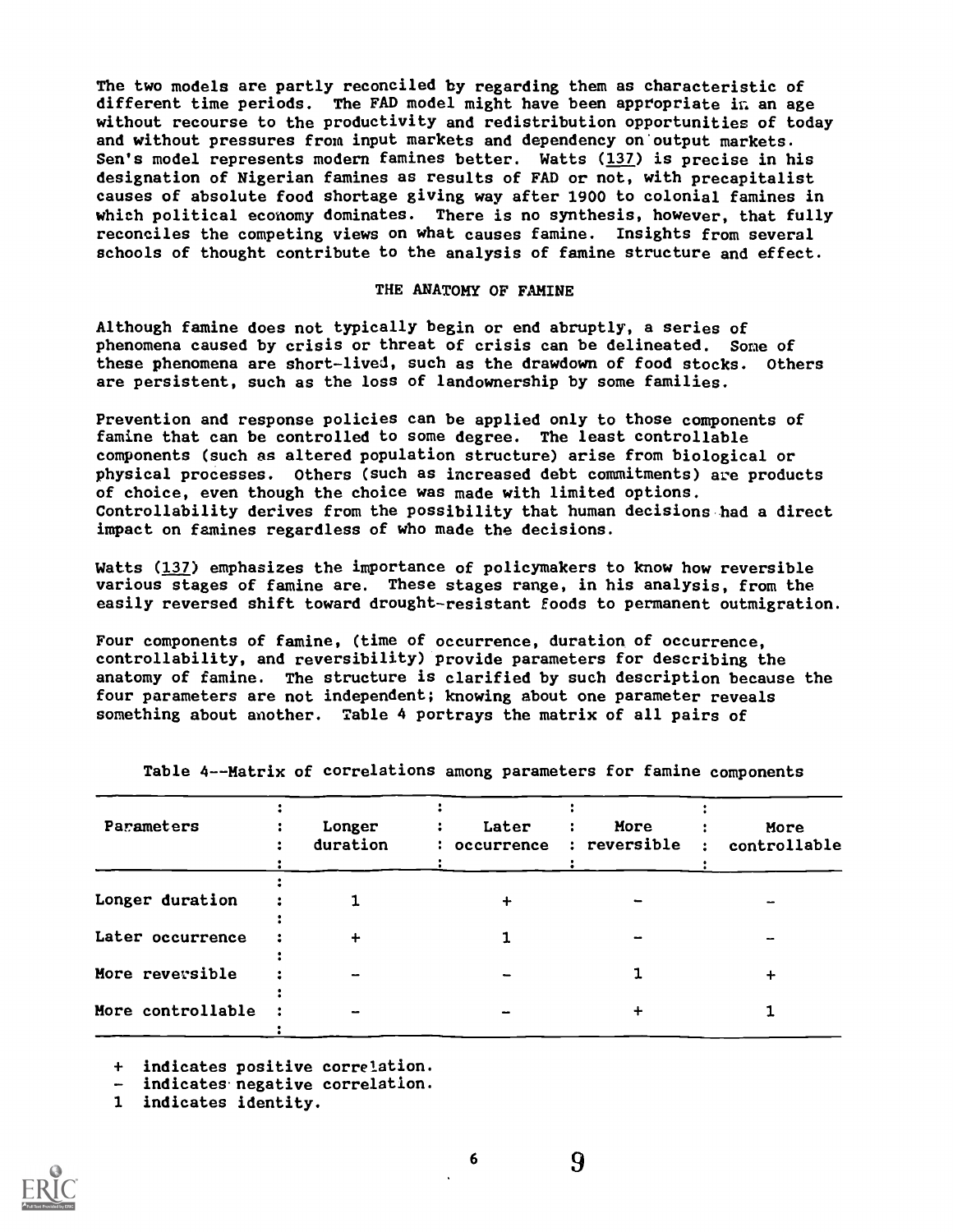The two models are partly reconciled by regarding them as characteristic of different time periods. The FAD model might have been appropriate in an age without recourse to the productivity and redistribution opportunities of today and without pressures from input markets and dependency on output markets. Sen's model represents modern famines better. Watts (137) is precise in his designation of Nigerian famines as results of FAD or not, with precapitalist causes of absolute food shortage giving way after 1900 to colonial famines in which political economy dominates. There is no synthesis, however, that fully reconciles the competing views on what causes famine. Insights from several schools of thought contribute to the analysis of famine structure and effect.

## THE ANATOMY OF FAMINE

Although famine does not typically begin or end abruptly, a series of phenomena caused by crisis or threat of crisis can be delineated. Some of these phenomena are short-lived, such as the drawdown of food stocks. Others are persistent, such as the loss of landownership by some families.

Prevention and response policies can be applied only to those components of famine that can be controlled to some degree. The least controllable components (such as altered population structure) arise from biological or physical processes. Others (such as increased debt commitments) are products of choice, even though the choice was made with limited options. Controllability derives from the possibility that human decisions had a direct impact on famines regardless of who made the decisions.

Watts (137) emphasizes the importance of policymakers to know how reversible various stages of famine are. These stages range, in his analysis, from the easily reversed shift toward drought-resistant foods to permanent outmigration.

Four components of famine, (time of occurrence, duration of occurrence, controllability, and reversibility) provide parameters for describing the anatomy of famine. The structure is clarified by such description because the four parameters are not independent; knowing about one parameter reveals something about another. Table 4 portrays the matrix of all pairs of

Table 4--Matrix of correlations among parameters for famine components

| Parameters | Longer duration | Later occurrence | More reversible | More controllable |
|---|---|---|---|---|
| Longer duration | 1 | + | - | - |
| Later occurrence | + | 1 | - | - |
| More reversible | - | - | 1 | + |
| More controllable | - | - | + | 1 |

\+ indicates positive correlation.
\- indicates negative correlation.
1 indicates identity.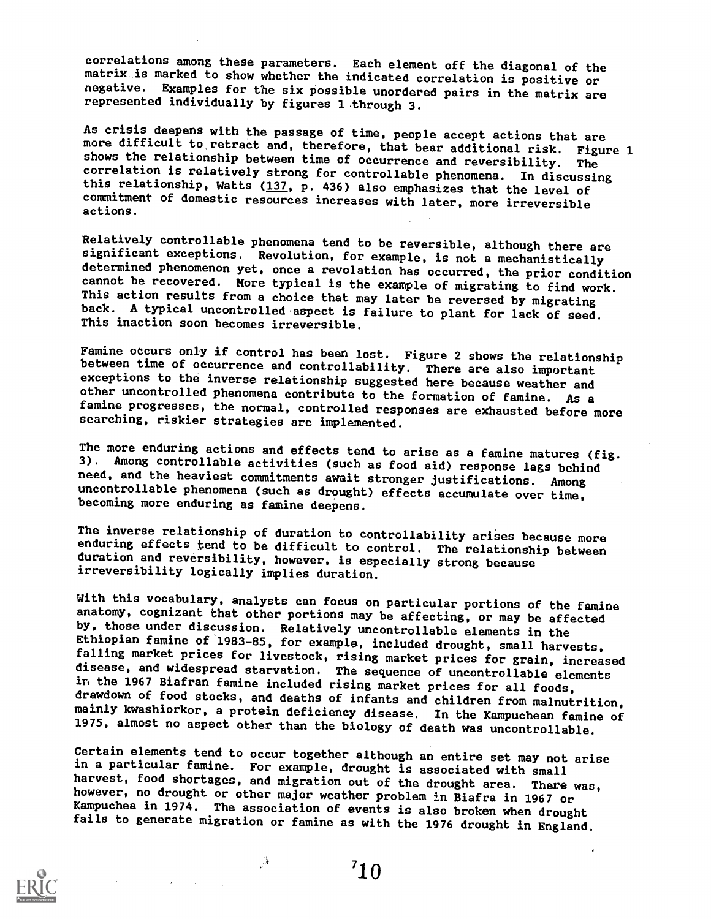correlations among these parameters. Each element off the diagonal of the matrix is marked to show whether the indicated correlation is positive or negative. Examples for the six possible unordered pairs in the matrix are represented individually by figures 1 through 3.

As crisis deepens with the passage of time, people accept actions that are more difficult to retract and, therefore, that bear additional risk. Figure 1 shows the relationship between time of occurrence and reversibility. The correlation is relatively strong for controllable phenomena. In discussing this relationship, Watts (137, p. 436) also emphasizes that the level of commitment of domestic resources increases with later, more irreversible actions.

Relatively controllable phenomena tend to be reversible, although there are significant exceptions. Revolution, for example, is not a mechanistically determined phenomenon yet, once a revolution has occurred, the prior condition cannot be recovered. More typical is the example of migrating to find work. This action results from a choice that may later be reversed by migrating back. A typical uncontrolled aspect is failure to plant for lack of seed. This inaction soon becomes irreversible.

Famine occurs only if control has been lost. Figure 2 shows the relationship between time of occurrence and controllability. There are also important exceptions to the inverse relationship suggested here because weather and other uncontrolled phenomena contribute to the formation of famine. As a famine progresses, the normal, controlled responses are exhausted before more searching, riskier strategies are implemented.

The more enduring actions and effects tend to arise as a famine matures (fig. 3). Among controllable activities (such as food aid) response lags behind need, and the heaviest commitments await stronger justifications. Among uncontrollable phenomena (such as drought) effects accumulate over time, becoming more enduring as famine deepens.

The inverse relationship of duration to controllability arises because more enduring effects tend to be difficult to control. The relationship between duration and reversibility, however, is especially strong because irreversibility logically implies duration.

With this vocabulary, analysts can focus on particular portions of the famine anatomy, cognizant that other portions may be affecting, or may be affected by, those under discussion. Relatively uncontrollable elements in the Ethiopian famine of 1983-85, for example, included drought, small harvests, falling market prices for livestock, rising market prices for grain, increased disease, and widespread starvation. The sequence of uncontrollable elements in the 1967 Biafran famine included rising market prices for all foods, drawdown of food stocks, and deaths of infants and children from malnutrition, mainly kwashiorkor, a protein deficiency disease. In the Kampuchean famine of 1975, almost no aspect other than the biology of death was uncontrollable.

Certain elements tend to occur together although an entire set may not arise in a particular famine. For example, drought is associated with small harvest, food shortages, and migration out of the drought area. There was, however, no drought or other major weather problem in Biafra in 1967 or Kampuchea in 1974. The association of events is also broken when drought fails to generate migration or famine as with the 1976 drought in England.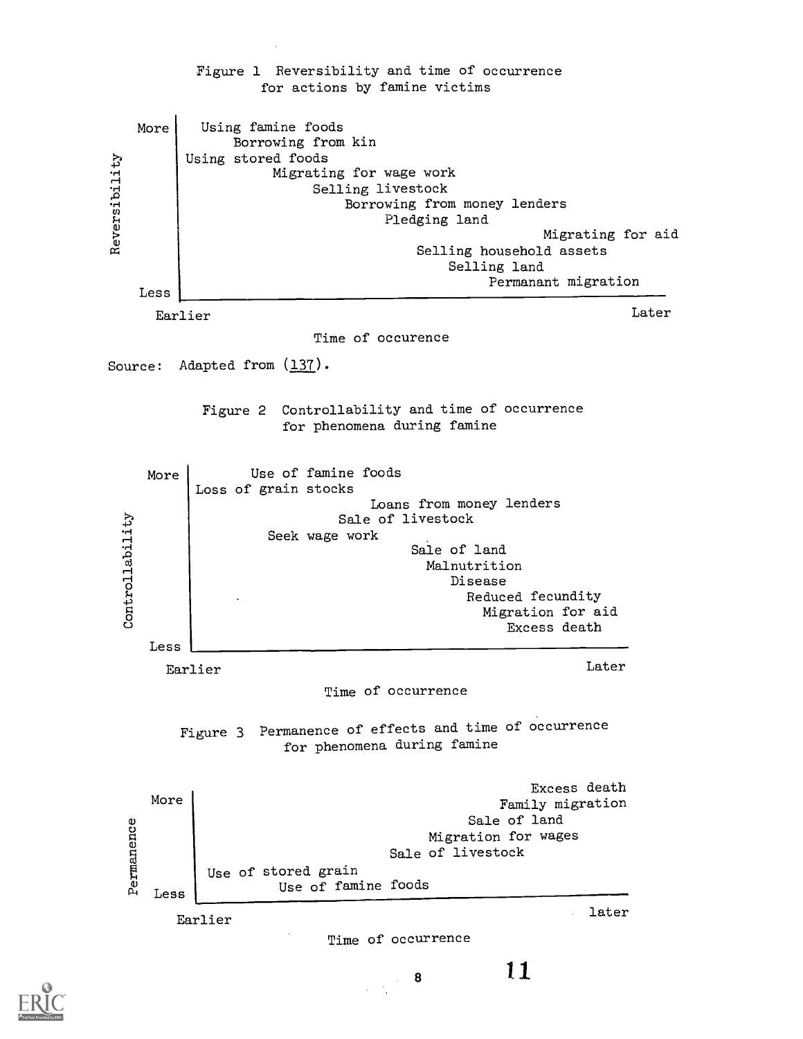Figure 1 Reversibility and time of occurrence for actions by famine victims

Reversibility (More → Less) vs. Time of occurence (Earlier → Later):

- Using famine foods
- Borrowing from kin
- Using stored foods
- Migrating for wage work
- Selling livestock
- Borrowing from money lenders
- Pledging land
- Migrating for aid
- Selling household assets
- Selling land
- Permanant migration

Source: Adapted from (137).

Figure 2 Controllability and time of occurrence for phenomena during famine

Controllability (More → Less) vs. Time of occurrence (Earlier → Later):

- Use of famine foods
- Loss of grain stocks
- Loans from money lenders
- Sale of livestock
- Seek wage work
- Sale of land
- Malnutrition
- Disease
- Reduced fecundity
- Migration for aid
- Excess death

Figure 3 Permanence of effects and time of occurrence for phenomena during famine

Permanence (More → Less) vs. Time of occurrence (Earlier → later):

- Excess death
- Family migration
- Sale of land
- Migration for wages
- Sale of livestock
- Use of stored grain
- Use of famine foods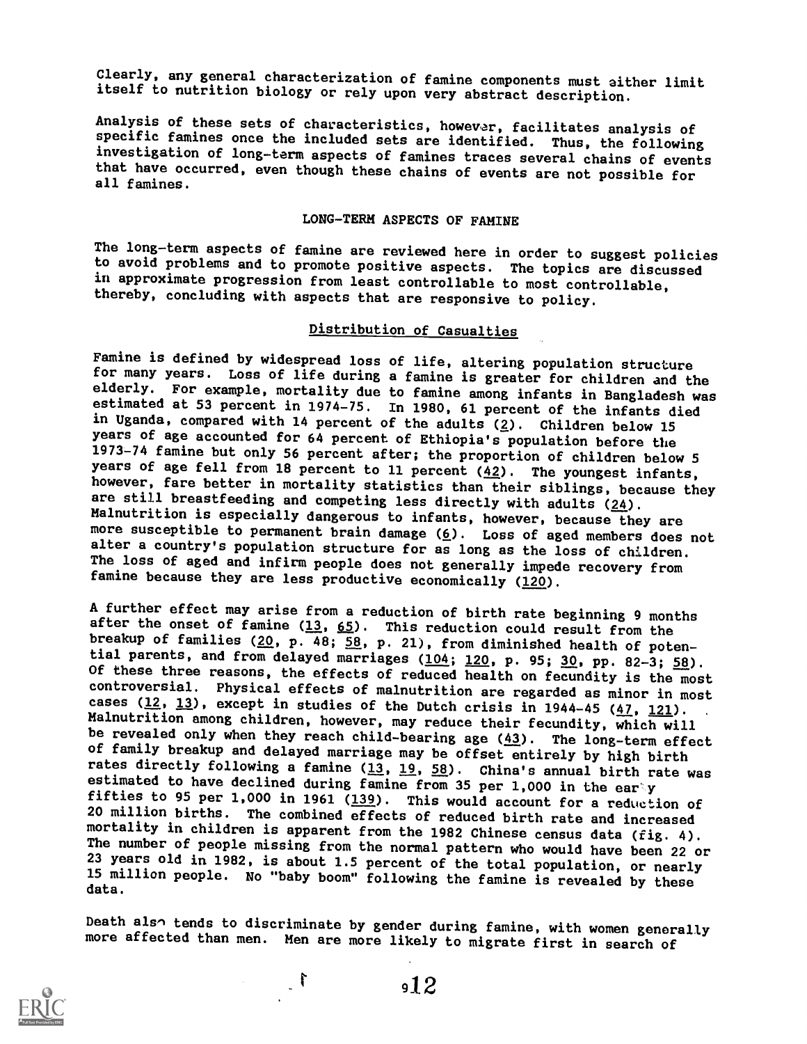Clearly, any general characterization of famine components must either limit itself to nutrition biology or rely upon very abstract description.

Analysis of these sets of characteristics, however, facilitates analysis of specific famines once the included sets are identified. Thus, the following investigation of long-term aspects of famines traces several chains of events that have occurred, even though these chains of events are not possible for all famines.

## LONG-TERM ASPECTS OF FAMINE

The long-term aspects of famine are reviewed here in order to suggest policies to avoid problems and to promote positive aspects. The topics are discussed in approximate progression from least controllable to most controllable, thereby, concluding with aspects that are responsive to policy.

### Distribution of Casualties

Famine is defined by widespread loss of life, altering population structure for many years. Loss of life during a famine is greater for children and the elderly. For example, mortality due to famine among infants in Bangladesh was estimated at 53 percent in 1974-75. In 1980, 61 percent of the infants died in Uganda, compared with 14 percent of the adults (2). Children below 15 years of age accounted for 64 percent of Ethiopia's population before the 1973-74 famine but only 56 percent after; the proportion of children below 5 years of age fell from 18 percent to 11 percent (42). The youngest infants, however, fare better in mortality statistics than their siblings, because they are still breastfeeding and competing less directly with adults (24). Malnutrition is especially dangerous to infants, however, because they are more susceptible to permanent brain damage (6). Loss of aged members does not alter a country's population structure for as long as the loss of children. The loss of aged and infirm people does not generally impede recovery from famine because they are less productive economically (120).

A further effect may arise from a reduction of birth rate beginning 9 months after the onset of famine (13, 65). This reduction could result from the breakup of families (20, p. 48; 58, p. 21), from diminished health of potential parents, and from delayed marriages (104; 120, p. 95; 30, pp. 82-3; 58). Of these three reasons, the effects of reduced health on fecundity is the most controversial. Physical effects of malnutrition are regarded as minor in most cases (12, 13), except in studies of the Dutch crisis in 1944-45 (47, 121). Malnutrition among children, however, may reduce their fecundity, which will be revealed only when they reach child-bearing age (43). The long-term effect of family breakup and delayed marriage may be offset entirely by high birth rates directly following a famine (13, 19, 58). China's annual birth rate was estimated to have declined during famine from 35 per 1,000 in the early fifties to 95 per 1,000 in 1961 (139). This would account for a reduction of 20 million births. The combined effects of reduced birth rate and increased mortality in children is apparent from the 1982 Chinese census data (fig. 4). The number of people missing from the normal pattern who would have been 22 or 23 years old in 1982, is about 1.5 percent of the total population, or nearly 15 million people. No "baby boom" following the famine is revealed by these data.

Death also tends to discriminate by gender during famine, with women generally more affected than men. Men are more likely to migrate first in search of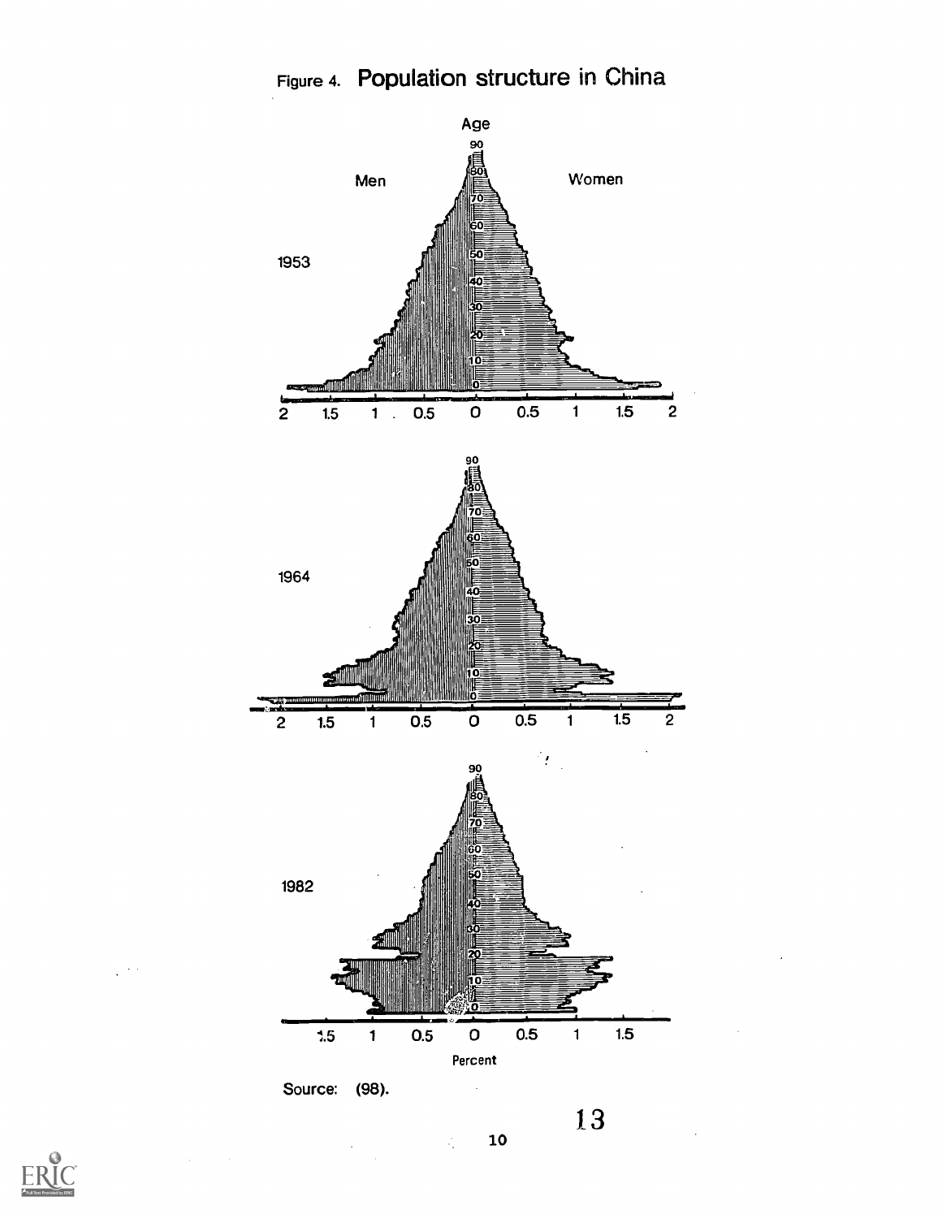# Figure 4. Population structure in China

Age

Men — Women

1953

1964

1982

Percent

Source: (98).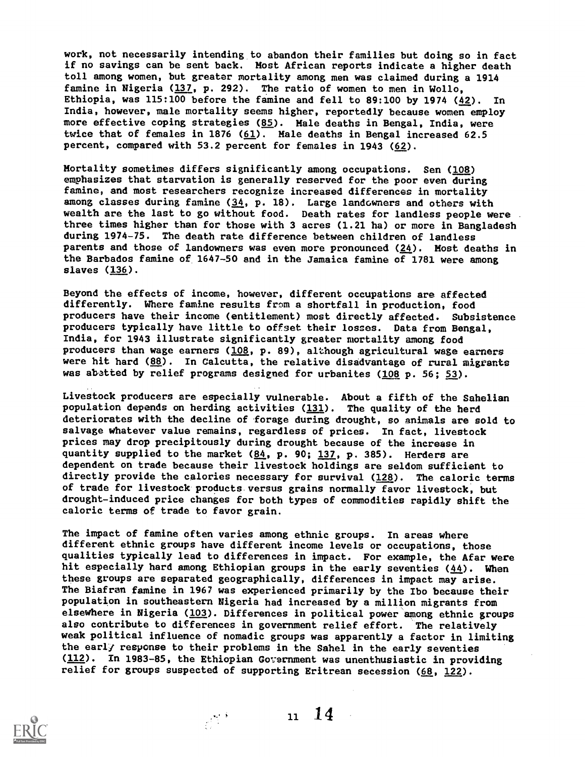work, not necessarily intending to abandon their families but doing so in fact if no savings can be sent back. Most African reports indicate a higher death toll among women, but greater mortality among men was claimed during a 1914 famine in Nigeria (137, p. 292). The ratio of women to men in Wollo, Ethiopia, was 115:100 before the famine and fell to 89:100 by 1974 (42). In India, however, male mortality seems higher, reportedly because women employ more effective coping strategies (85). Male deaths in Bengal, India, were twice that of females in 1876 (61). Male deaths in Bengal increased 62.5 percent, compared with 53.2 percent for females in 1943 (62).

Mortality sometimes differs significantly among occupations. Sen (108) emphasizes that starvation is generally reserved for the poor even during famine, and most researchers recognize increased differences in mortality among classes during famine (34, p. 18). Large landowners and others with wealth are the last to go without food. Death rates for landless people were three times higher than for those with 3 acres (1.21 ha) or more in Bangladesh during 1974-75. The death rate difference between children of landless parents and those of landowners was even more pronounced (24). Most deaths in the Barbados famine of 1647-50 and in the Jamaica famine of 1781 were among slaves (136).

Beyond the effects of income, however, different occupations are affected differently. Where famine results from a shortfall in production, food producers have their income (entitlement) most directly affected. Subsistence producers typically have little to offset their losses. Data from Bengal, India, for 1943 illustrate significantly greater mortality among food producers than wage earners (108, p. 89), although agricultural wage earners were hit hard (88). In Calcutta, the relative disadvantage of rural migrants was abetted by relief programs designed for urbanites (108 p. 56; 53).

Livestock producers are especially vulnerable. About a fifth of the Sahelian population depends on herding activities (131). The quality of the herd deteriorates with the decline of forage during drought, so animals are sold to salvage whatever value remains, regardless of prices. In fact, livestock prices may drop precipitously during drought because of the increase in quantity supplied to the market (84, p. 90; 137, p. 385). Herders are dependent on trade because their livestock holdings are seldom sufficient to directly provide the calories necessary for survival (128). The caloric terms of trade for livestock products versus grains normally favor livestock, but drought-induced price changes for both types of commodities rapidly shift the caloric terms of trade to favor grain.

The impact of famine often varies among ethnic groups. In areas where different ethnic groups have different income levels or occupations, those qualities typically lead to differences in impact. For example, the Afar were hit especially hard among Ethiopian groups in the early seventies (44). When these groups are separated geographically, differences in impact may arise. The Biafran famine in 1967 was experienced primarily by the Ibo because their population in southeastern Nigeria had increased by a million migrants from elsewhere in Nigeria (103). Differences in political power among ethnic groups also contribute to differences in government relief effort. The relatively weak political influence of nomadic groups was apparently a factor in limiting the early response to their problems in the Sahel in the early seventies (112). In 1983-85, the Ethiopian Government was unenthusiastic in providing relief for groups suspected of supporting Eritrean secession (68, 122).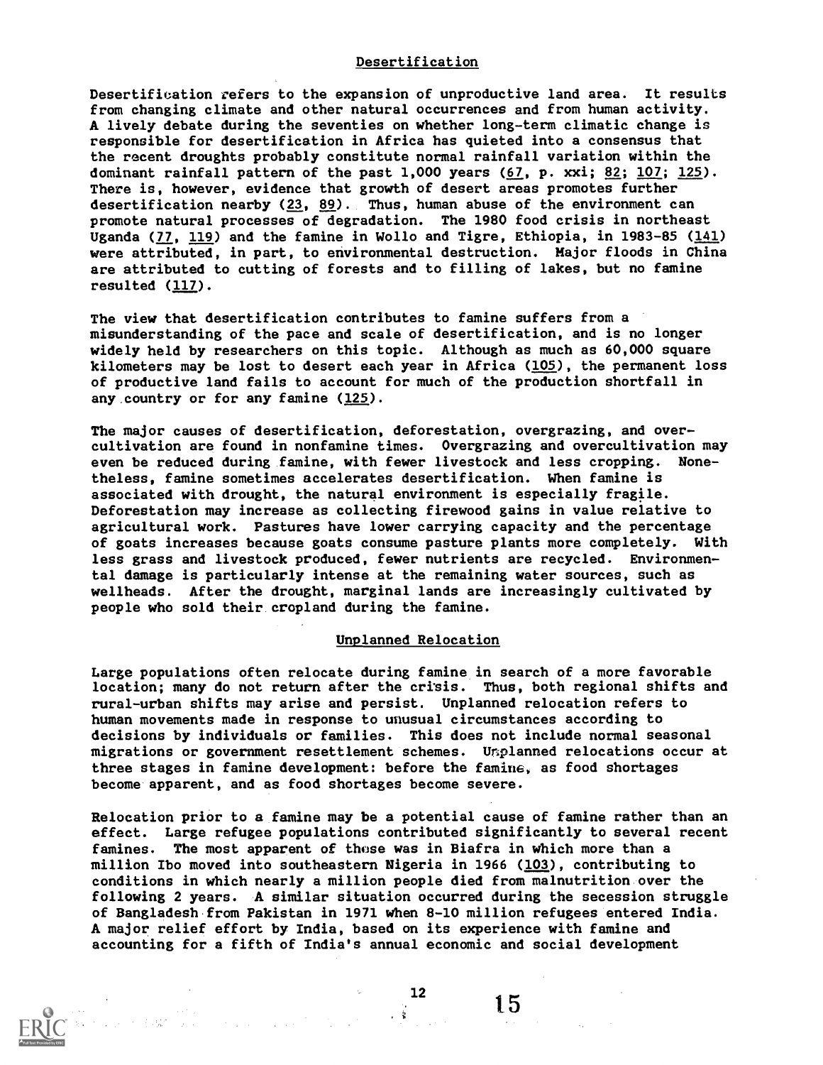## Desertification

Desertification refers to the expansion of unproductive land area. It results from changing climate and other natural occurrences and from human activity. A lively debate during the seventies on whether long-term climatic change is responsible for desertification in Africa has quieted into a consensus that the recent droughts probably constitute normal rainfall variation within the dominant rainfall pattern of the past 1,000 years (67, p. xxi; 82; 107; 125). There is, however, evidence that growth of desert areas promotes further desertification nearby (23, 89). Thus, human abuse of the environment can promote natural processes of degradation. The 1980 food crisis in northeast Uganda (77, 119) and the famine in Wollo and Tigre, Ethiopia, in 1983-85 (141) were attributed, in part, to environmental destruction. Major floods in China are attributed to cutting of forests and to filling of lakes, but no famine resulted (117).

The view that desertification contributes to famine suffers from a misunderstanding of the pace and scale of desertification, and is no longer widely held by researchers on this topic. Although as much as 60,000 square kilometers may be lost to desert each year in Africa (105), the permanent loss of productive land fails to account for much of the production shortfall in any country or for any famine (125).

The major causes of desertification, deforestation, overgrazing, and overcultivation are found in nonfamine times. Overgrazing and overcultivation may even be reduced during famine, with fewer livestock and less cropping. Nonetheless, famine sometimes accelerates desertification. When famine is associated with drought, the natural environment is especially fragile. Deforestation may increase as collecting firewood gains in value relative to agricultural work. Pastures have lower carrying capacity and the percentage of goats increases because goats consume pasture plants more completely. With less grass and livestock produced, fewer nutrients are recycled. Environmental damage is particularly intense at the remaining water sources, such as wellheads. After the drought, marginal lands are increasingly cultivated by people who sold their cropland during the famine.

## Unplanned Relocation

Large populations often relocate during famine in search of a more favorable location; many do not return after the crisis. Thus, both regional shifts and rural-urban shifts may arise and persist. Unplanned relocation refers to human movements made in response to unusual circumstances according to decisions by individuals or families. This does not include normal seasonal migrations or government resettlement schemes. Unplanned relocations occur at three stages in famine development: before the famine, as food shortages become apparent, and as food shortages become severe.

Relocation prior to a famine may be a potential cause of famine rather than an effect. Large refugee populations contributed significantly to several recent famines. The most apparent of those was in Biafra in which more than a million Ibo moved into southeastern Nigeria in 1966 (103), contributing to conditions in which nearly a million people died from malnutrition over the following 2 years. A similar situation occurred during the secession struggle of Bangladesh from Pakistan in 1971 when 8-10 million refugees entered India. A major relief effort by India, based on its experience with famine and accounting for a fifth of India's annual economic and social development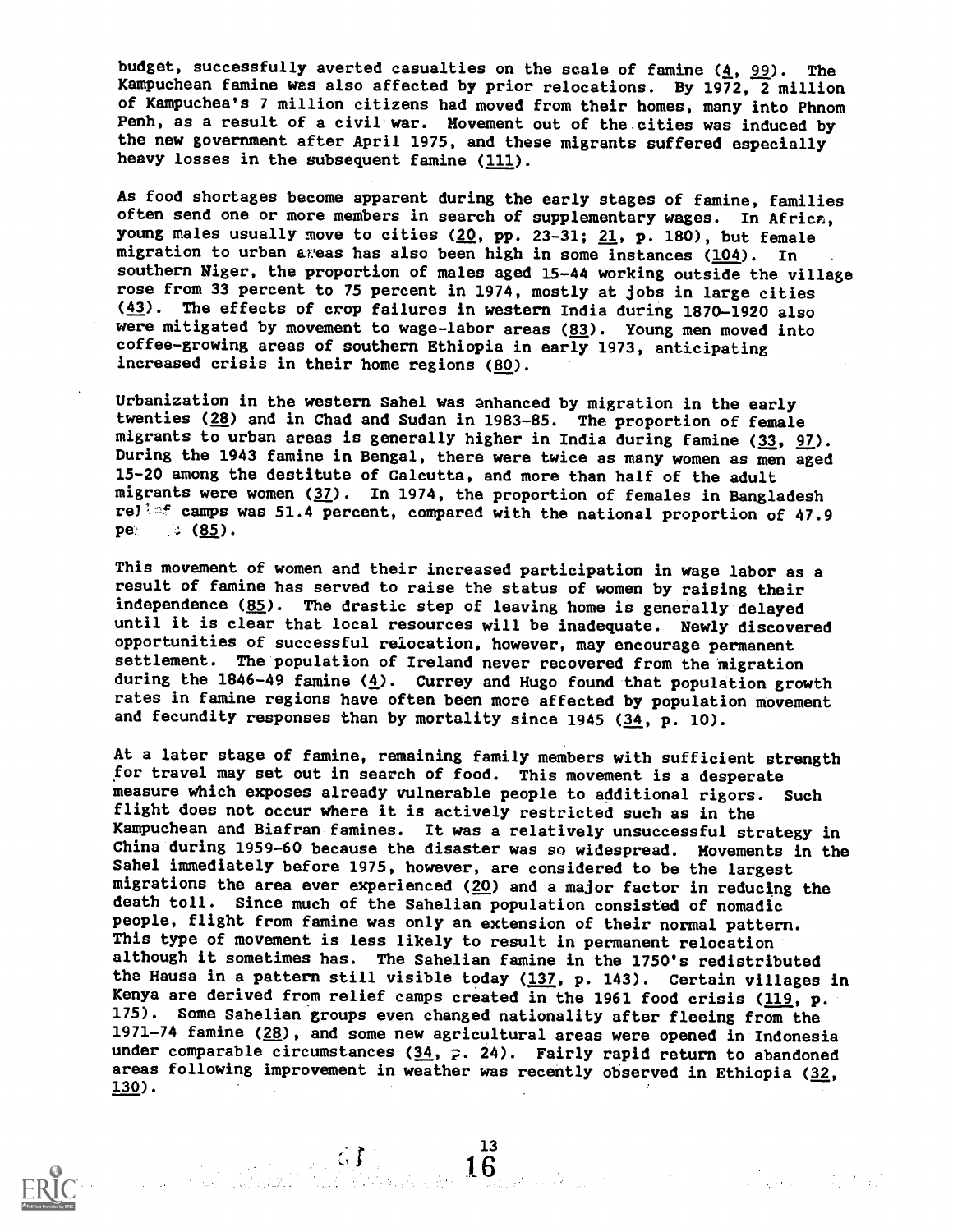budget, successfully averted casualties on the scale of famine (4, 99). The Kampuchean famine was also affected by prior relocations. By 1972, 2 million of Kampuchea's 7 million citizens had moved from their homes, many into Phnom Penh, as a result of a civil war. Movement out of the cities was induced by the new government after April 1975, and these migrants suffered especially heavy losses in the subsequent famine (111).

As food shortages become apparent during the early stages of famine, families often send one or more members in search of supplementary wages. In Africa, young males usually move to cities (20, pp. 23-31; 21, p. 180), but female migration to urban areas has also been high in some instances (104). In southern Niger, the proportion of males aged 15-44 working outside the village rose from 33 percent to 75 percent in 1974, mostly at jobs in large cities (43). The effects of crop failures in western India during 1870-1920 also were mitigated by movement to wage-labor areas (83). Young men moved into coffee-growing areas of southern Ethiopia in early 1973, anticipating increased crisis in their home regions (80).

Urbanization in the western Sahel was enhanced by migration in the early twenties (28) and in Chad and Sudan in 1983-85. The proportion of female migrants to urban areas is generally higher in India during famine (33, 97). During the 1943 famine in Bengal, there were twice as many women as men aged 15-20 among the destitute of Calcutta, and more than half of the adult migrants were women (37). In 1974, the proportion of females in Bangladesh relief camps was 51.4 percent, compared with the national proportion of 47.9 percent (85).

This movement of women and their increased participation in wage labor as a result of famine has served to raise the status of women by raising their independence (85). The drastic step of leaving home is generally delayed until it is clear that local resources will be inadequate. Newly discovered opportunities of successful relocation, however, may encourage permanent settlement. The population of Ireland never recovered from the migration during the 1846-49 famine (4). Currey and Hugo found that population growth rates in famine regions have often been more affected by population movement and fecundity responses than by mortality since 1945 (34, p. 10).

At a later stage of famine, remaining family members with sufficient strength for travel may set out in search of food. This movement is a desperate measure which exposes already vulnerable people to additional rigors. Such flight does not occur where it is actively restricted such as in the Kampuchean and Biafran famines. It was a relatively unsuccessful strategy in China during 1959-60 because the disaster was so widespread. Movements in the Sahel immediately before 1975, however, are considered to be the largest migrations the area ever experienced (20) and a major factor in reducing the death toll. Since much of the Sahelian population consisted of nomadic people, flight from famine was only an extension of their normal pattern. This type of movement is less likely to result in permanent relocation although it sometimes has. The Sahelian famine in the 1750's redistributed the Hausa in a pattern still visible today (137, p. 143). Certain villages in Kenya are derived from relief camps created in the 1961 food crisis (119, p. 175). Some Sahelian groups even changed nationality after fleeing from the 1971-74 famine (28), and some new agricultural areas were opened in Indonesia under comparable circumstances (34, p. 24). Fairly rapid return to abandoned areas following improvement in weather was recently observed in Ethiopia (32, 130).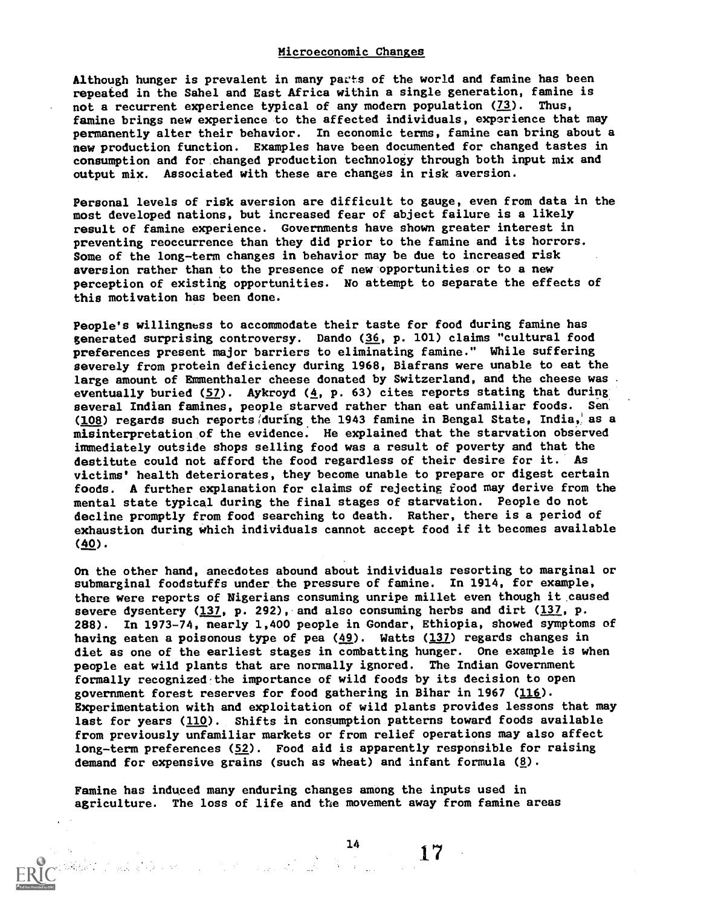## Microeconomic Changes

Although hunger is prevalent in many parts of the world and famine has been repeated in the Sahel and East Africa within a single generation, famine is not a recurrent experience typical of any modern population (73). Thus, famine brings new experience to the affected individuals, experience that may permanently alter their behavior. In economic terms, famine can bring about a new production function. Examples have been documented for changed tastes in consumption and for changed production technology through both input mix and output mix. Associated with these are changes in risk aversion.

Personal levels of risk aversion are difficult to gauge, even from data in the most developed nations, but increased fear of abject failure is a likely result of famine experience. Governments have shown greater interest in preventing reoccurrence than they did prior to the famine and its horrors. Some of the long-term changes in behavior may be due to increased risk aversion rather than to the presence of new opportunities or to a new perception of existing opportunities. No attempt to separate the effects of this motivation has been done.

People's willingness to accommodate their taste for food during famine has generated surprising controversy. Dando (36, p. 101) claims "cultural food preferences present major barriers to eliminating famine." While suffering severely from protein deficiency during 1968, Biafrans were unable to eat the large amount of Emmenthaler cheese donated by Switzerland, and the cheese was eventually buried (57). Aykroyd (4, p. 63) cites reports stating that during several Indian famines, people starved rather than eat unfamiliar foods. Sen (108) regards such reports during the 1943 famine in Bengal State, India, as a misinterpretation of the evidence. He explained that the starvation observed immediately outside shops selling food was a result of poverty and that the destitute could not afford the food regardless of their desire for it. As victims' health deteriorates, they become unable to prepare or digest certain foods. A further explanation for claims of rejecting food may derive from the mental state typical during the final stages of starvation. People do not decline promptly from food searching to death. Rather, there is a period of exhaustion during which individuals cannot accept food if it becomes available (40).

On the other hand, anecdotes abound about individuals resorting to marginal or submarginal foodstuffs under the pressure of famine. In 1914, for example, there were reports of Nigerians consuming unripe millet even though it caused severe dysentery (137, p. 292), and also consuming herbs and dirt (137, p. 288). In 1973-74, nearly 1,400 people in Gondar, Ethiopia, showed symptoms of having eaten a poisonous type of pea (49). Watts (137) regards changes in diet as one of the earliest stages in combatting hunger. One example is when people eat wild plants that are normally ignored. The Indian Government formally recognized the importance of wild foods by its decision to open government forest reserves for food gathering in Bihar in 1967 (116). Experimentation with and exploitation of wild plants provides lessons that may last for years (110). Shifts in consumption patterns toward foods available from previously unfamiliar markets or from relief operations may also affect long-term preferences (52). Food aid is apparently responsible for raising demand for expensive grains (such as wheat) and infant formula (8).

Famine has induced many enduring changes among the inputs used in agriculture. The loss of life and the movement away from famine areas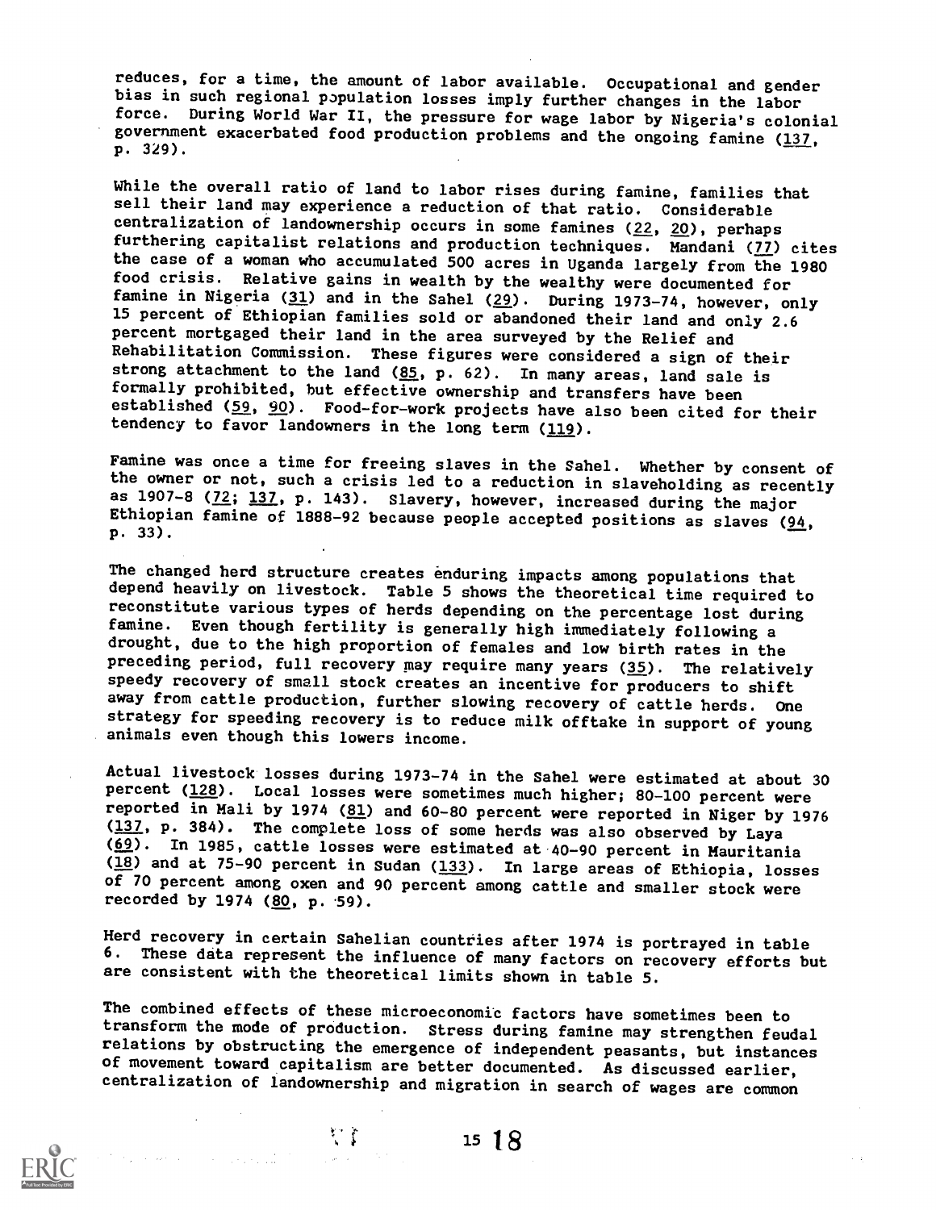reduces, for a time, the amount of labor available. Occupational and gender bias in such regional population losses imply further changes in the labor force. During World War II, the pressure for wage labor by Nigeria's colonial government exacerbated food production problems and the ongoing famine (137, p. 329).

While the overall ratio of land to labor rises during famine, families that sell their land may experience a reduction of that ratio. Considerable centralization of landownership occurs in some famines (22, 20), perhaps furthering capitalist relations and production techniques. Mandani (77) cites the case of a woman who accumulated 500 acres in Uganda largely from the 1980 food crisis. Relative gains in wealth by the wealthy were documented for famine in Nigeria (31) and in the Sahel (29). During 1973-74, however, only 15 percent of Ethiopian families sold or abandoned their land and only 2.6 percent mortgaged their land in the area surveyed by the Relief and Rehabilitation Commission. These figures were considered a sign of their strong attachment to the land (85, p. 62). In many areas, land sale is formally prohibited, but effective ownership and transfers have been established (59, 90). Food-for-work projects have also been cited for their tendency to favor landowners in the long term (119).

Famine was once a time for freeing slaves in the Sahel. Whether by consent of the owner or not, such a crisis led to a reduction in slaveholding as recently as 1907-8 (72; 137, p. 143). Slavery, however, increased during the major Ethiopian famine of 1888-92 because people accepted positions as slaves (94, p. 33).

The changed herd structure creates enduring impacts among populations that depend heavily on livestock. Table 5 shows the theoretical time required to reconstitute various types of herds depending on the percentage lost during famine. Even though fertility is generally high immediately following a drought, due to the high proportion of females and low birth rates in the preceding period, full recovery may require many years (35). The relatively speedy recovery of small stock creates an incentive for producers to shift away from cattle production, further slowing recovery of cattle herds. One strategy for speeding recovery is to reduce milk offtake in support of young animals even though this lowers income.

Actual livestock losses during 1973-74 in the Sahel were estimated at about 30 percent (128). Local losses were sometimes much higher; 80-100 percent were reported in Mali by 1974 (81) and 60-80 percent were reported in Niger by 1976 (137, p. 384). The complete loss of some herds was also observed by Laya (69). In 1985, cattle losses were estimated at 40-90 percent in Mauritania (18) and at 75-90 percent in Sudan (133). In large areas of Ethiopia, losses of 70 percent among oxen and 90 percent among cattle and smaller stock were recorded by 1974 (80, p. 59).

Herd recovery in certain Sahelian countries after 1974 is portrayed in table 6. These data represent the influence of many factors on recovery efforts but are consistent with the theoretical limits shown in table 5.

The combined effects of these microeconomic factors have sometimes been to transform the mode of production. Stress during famine may strengthen feudal relations by obstructing the emergence of independent peasants, but instances of movement toward capitalism are better documented. As discussed earlier, centralization of landownership and migration in search of wages are common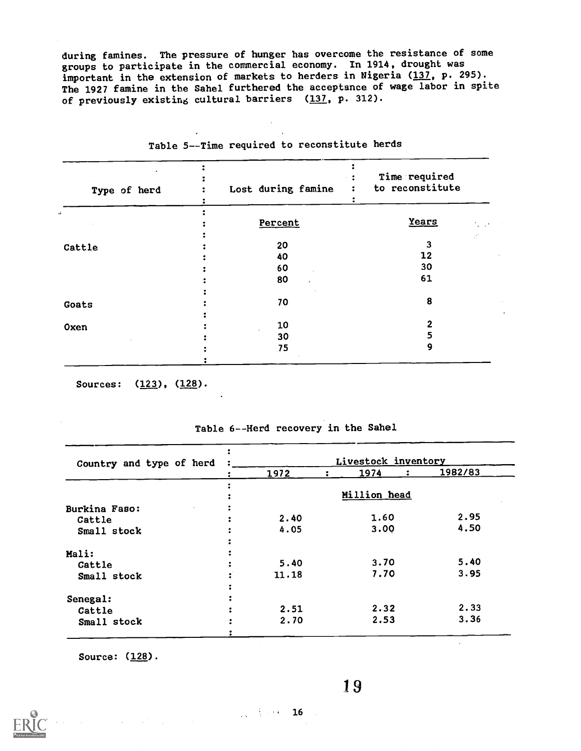during famines. The pressure of hunger has overcome the resistance of some groups to participate in the commercial economy. In 1914, drought was important in the extension of markets to herders in Nigeria (137, p. 295). The 1927 famine in the Sahel furthered the acceptance of wage labor in spite of previously existing cultural barriers (137, p. 312).

Table 5--Time required to reconstitute herds

| Type of herd | Lost during famine | Time required to reconstitute |
|---|---|---|
| | Percent | Years |
| Cattle | 20 | 3 |
| | 40 | 12 |
| | 60 | 30 |
| | 80 | 61 |
| Goats | 70 | 8 |
| Oxen | 10 | 2 |
| | 30 | 5 |
| | 75 | 9 |

Sources: (123), (128).

Table 6--Herd recovery in the Sahel

| Country and type of herd | Livestock inventory | | |
|---|---|---|---|
| | 1972 | 1974 | 1982/83 |
| | Million head | | |
| Burkina Faso: | | | |
| Cattle | 2.40 | 1.60 | 2.95 |
| Small stock | 4.05 | 3.00 | 4.50 |
| Mali: | | | |
| Cattle | 5.40 | 3.70 | 5.40 |
| Small stock | 11.18 | 7.70 | 3.95 |
| Senegal: | | | |
| Cattle | 2.51 | 2.32 | 2.33 |
| Small stock | 2.70 | 2.53 | 3.36 |

Source: (128).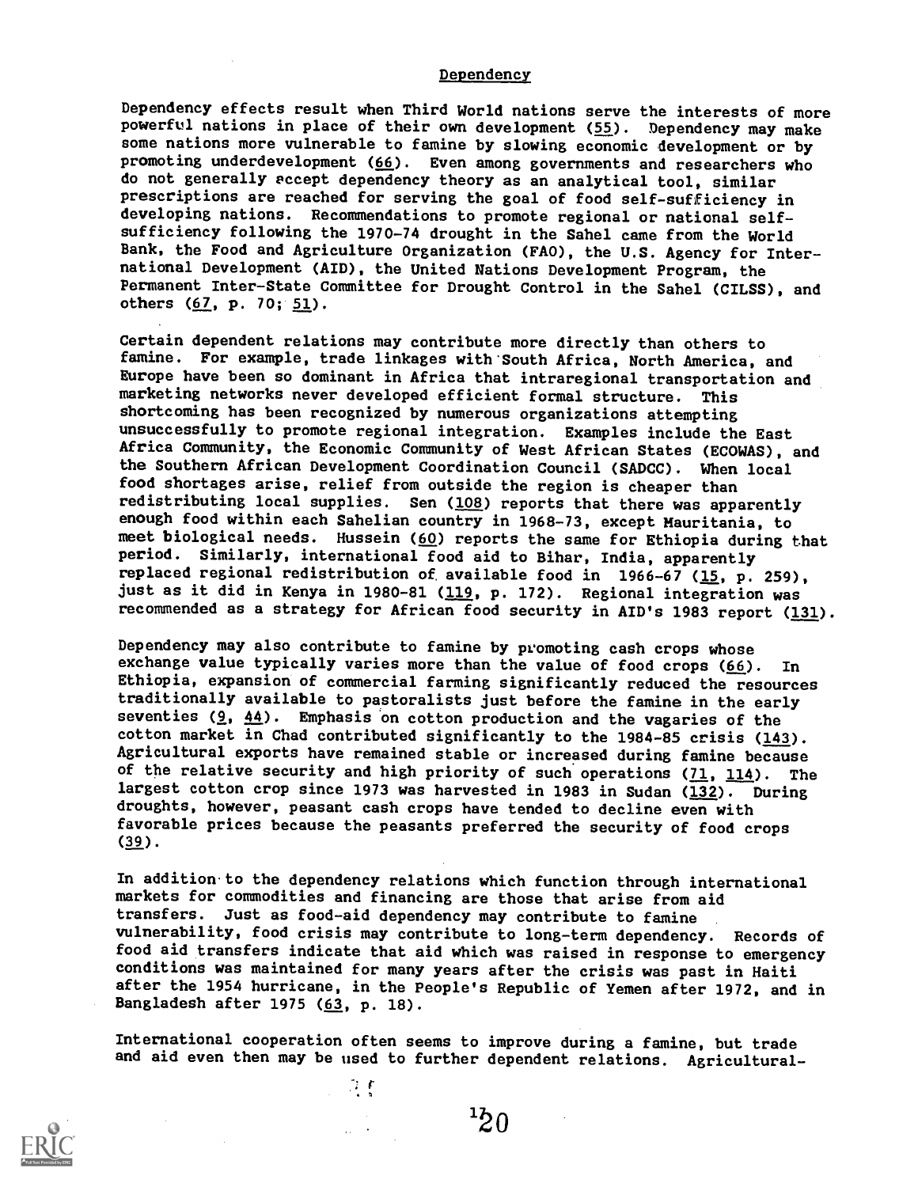## Dependency

Dependency effects result when Third World nations serve the interests of more powerful nations in place of their own development (55). Dependency may make some nations more vulnerable to famine by slowing economic development or by promoting underdevelopment (66). Even among governments and researchers who do not generally accept dependency theory as an analytical tool, similar prescriptions are reached for serving the goal of food self-sufficiency in developing nations. Recommendations to promote regional or national self-sufficiency following the 1970-74 drought in the Sahel came from the World Bank, the Food and Agriculture Organization (FAO), the U.S. Agency for International Development (AID), the United Nations Development Program, the Permanent Inter-State Committee for Drought Control in the Sahel (CILSS), and others (67, p. 70; 51).

Certain dependent relations may contribute more directly than others to famine. For example, trade linkages with South Africa, North America, and Europe have been so dominant in Africa that intraregional transportation and marketing networks never developed efficient formal structure. This shortcoming has been recognized by numerous organizations attempting unsuccessfully to promote regional integration. Examples include the East Africa Community, the Economic Community of West African States (ECOWAS), and the Southern African Development Coordination Council (SADCC). When local food shortages arise, relief from outside the region is cheaper than redistributing local supplies. Sen (108) reports that there was apparently enough food within each Sahelian country in 1968-73, except Mauritania, to meet biological needs. Hussein (60) reports the same for Ethiopia during that period. Similarly, international food aid to Bihar, India, apparently replaced regional redistribution of available food in 1966-67 (15, p. 259), just as it did in Kenya in 1980-81 (119, p. 172). Regional integration was recommended as a strategy for African food security in AID's 1983 report (131).

Dependency may also contribute to famine by promoting cash crops whose exchange value typically varies more than the value of food crops (66). In Ethiopia, expansion of commercial farming significantly reduced the resources traditionally available to pastoralists just before the famine in the early seventies (9, 44). Emphasis on cotton production and the vagaries of the cotton market in Chad contributed significantly to the 1984-85 crisis (143). Agricultural exports have remained stable or increased during famine because of the relative security and high priority of such operations (71, 114). The largest cotton crop since 1973 was harvested in 1983 in Sudan (132). During droughts, however, peasant cash crops have tended to decline even with favorable prices because the peasants preferred the security of food crops (39).

In addition to the dependency relations which function through international markets for commodities and financing are those that arise from aid transfers. Just as food-aid dependency may contribute to famine vulnerability, food crisis may contribute to long-term dependency. Records of food aid transfers indicate that aid which was raised in response to emergency conditions was maintained for many years after the crisis was past in Haiti after the 1954 hurricane, in the People's Republic of Yemen after 1972, and in Bangladesh after 1975 (63, p. 18).

International cooperation often seems to improve during a famine, but trade and aid even then may be used to further dependent relations. Agricultural-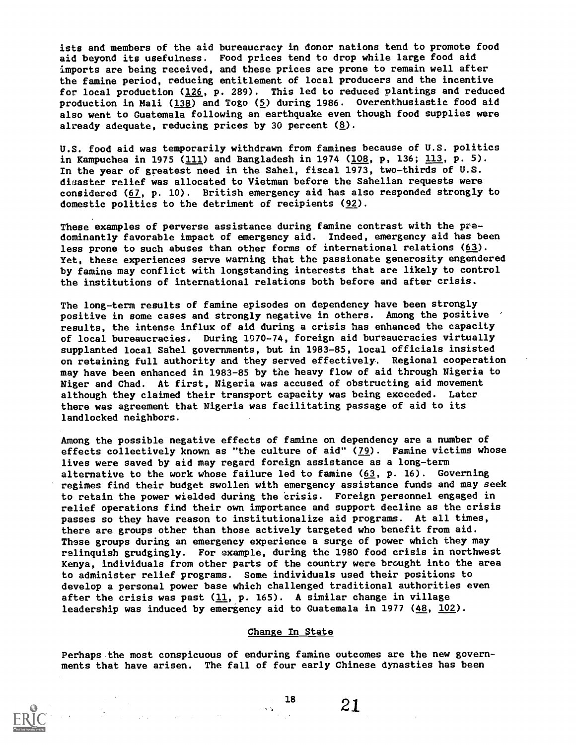ists and members of the aid bureaucracy in donor nations tend to promote food aid beyond its usefulness. Food prices tend to drop while large food aid imports are being received, and these prices are prone to remain well after the famine period, reducing entitlement of local producers and the incentive for local production (126, p. 289). This led to reduced plantings and reduced production in Mali (138) and Togo (5) during 1986. Overenthusiastic food aid also went to Guatemala following an earthquake even though food supplies were already adequate, reducing prices by 30 percent (8).

U.S. food aid was temporarily withdrawn from famines because of U.S. politics in Kampuchea in 1975 (111) and Bangladesh in 1974 (108, p, 136; 113, p. 5). In the year of greatest need in the Sahel, fiscal 1973, two-thirds of U.S. disaster relief was allocated to Vietman before the Sahelian requests were considered (67, p. 10). British emergency aid has also responded strongly to domestic politics to the detriment of recipients (92).

These examples of perverse assistance during famine contrast with the predominantly favorable impact of emergency aid. Indeed, emergency aid has been less prone to such abuses than other forms of international relations (63). Yet, these experiences serve warning that the passionate generosity engendered by famine may conflict with longstanding interests that are likely to control the institutions of international relations both before and after crisis.

The long-term results of famine episodes on dependency have been strongly positive in some cases and strongly negative in others. Among the positive results, the intense influx of aid during a crisis has enhanced the capacity of local bureaucracies. During 1970-74, foreign aid bureaucracies virtually supplanted local Sahel governments, but in 1983-85, local officials insisted on retaining full authority and they served effectively. Regional cooperation may have been enhanced in 1983-85 by the heavy flow of aid through Nigeria to Niger and Chad. At first, Nigeria was accused of obstructing aid movement although they claimed their transport capacity was being exceeded. Later there was agreement that Nigeria was facilitating passage of aid to its landlocked neighbors.

Among the possible negative effects of famine on dependency are a number of effects collectively known as "the culture of aid" (79). Famine victims whose lives were saved by aid may regard foreign assistance as a long-term alternative to the work whose failure led to famine (63, p. 16). Governing regimes find their budget swollen with emergency assistance funds and may seek to retain the power wielded during the crisis. Foreign personnel engaged in relief operations find their own importance and support decline as the crisis passes so they have reason to institutionalize aid programs. At all times, there are groups other than those actively targeted who benefit from aid. These groups during an emergency experience a surge of power which they may relinquish grudgingly. For example, during the 1980 food crisis in northwest Kenya, individuals from other parts of the country were brought into the area to administer relief programs. Some individuals used their positions to develop a personal power base which challenged traditional authorities even after the crisis was past (11, p. 165). A similar change in village leadership was induced by emergency aid to Guatemala in 1977 (48, 102).

## Change In State

Perhaps the most conspicuous of enduring famine outcomes are the new governments that have arisen. The fall of four early Chinese dynasties has been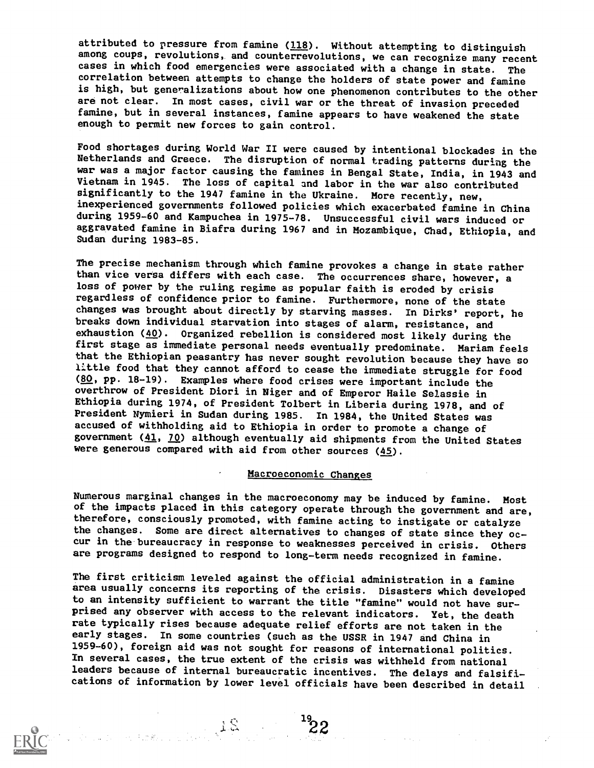attributed to pressure from famine (118). Without attempting to distinguish among coups, revolutions, and counterrevolutions, we can recognize many recent cases in which food emergencies were associated with a change in state. The correlation between attempts to change the holders of state power and famine is high, but generalizations about how one phenomenon contributes to the other are not clear. In most cases, civil war or the threat of invasion preceded famine, but in several instances, famine appears to have weakened the state enough to permit new forces to gain control.

Food shortages during World War II were caused by intentional blockades in the Netherlands and Greece. The disruption of normal trading patterns during the war was a major factor causing the famines in Bengal State, India, in 1943 and Vietnam in 1945. The loss of capital and labor in the war also contributed significantly to the 1947 famine in the Ukraine. More recently, new, inexperienced governments followed policies which exacerbated famine in China during 1959-60 and Kampuchea in 1975-78. Unsuccessful civil wars induced or aggravated famine in Biafra during 1967 and in Mozambique, Chad, Ethiopia, and Sudan during 1983-85.

The precise mechanism through which famine provokes a change in state rather than vice versa differs with each case. The occurrences share, however, a loss of power by the ruling regime as popular faith is eroded by crisis regardless of confidence prior to famine. Furthermore, none of the state changes was brought about directly by starving masses. In Dirks' report, he breaks down individual starvation into stages of alarm, resistance, and exhaustion (40). Organized rebellion is considered most likely during the first stage as immediate personal needs eventually predominate. Mariam feels that the Ethiopian peasantry has never sought revolution because they have so little food that they cannot afford to cease the immediate struggle for food (80, pp. 18-19). Examples where food crises were important include the overthrow of President Diori in Niger and of Emperor Haile Selassie in Ethiopia during 1974, of President Tolbert in Liberia during 1978, and of President Nymieri in Sudan during 1985. In 1984, the United States was accused of withholding aid to Ethiopia in order to promote a change of government (41, 70) although eventually aid shipments from the United States were generous compared with aid from other sources (45).

## Macroeconomic Changes

Numerous marginal changes in the macroeconomy may be induced by famine. Most of the impacts placed in this category operate through the government and are, therefore, consciously promoted, with famine acting to instigate or catalyze the changes. Some are direct alternatives to changes of state since they occur in the bureaucracy in response to weaknesses perceived in crisis. Others are programs designed to respond to long-term needs recognized in famine.

The first criticism leveled against the official administration in a famine area usually concerns its reporting of the crisis. Disasters which developed to an intensity sufficient to warrant the title "famine" would not have surprised any observer with access to the relevant indicators. Yet, the death rate typically rises because adequate relief efforts are not taken in the early stages. In some countries (such as the USSR in 1947 and China in 1959-60), foreign aid was not sought for reasons of international politics. In several cases, the true extent of the crisis was withheld from national leaders because of internal bureaucratic incentives. The delays and falsifications of information by lower level officials have been described in detail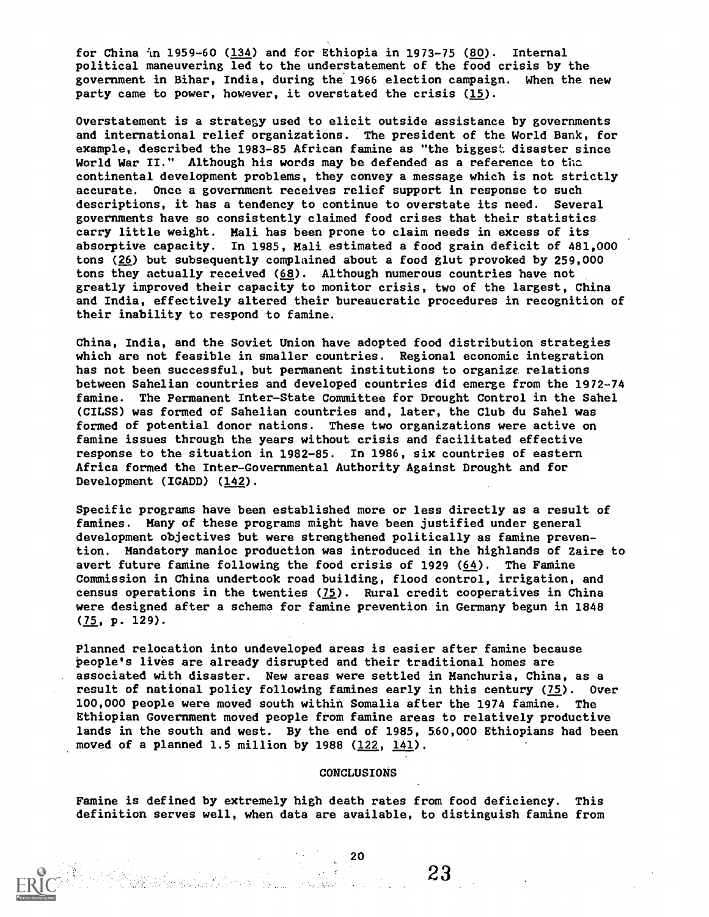for China in 1959-60 (134) and for Ethiopia in 1973-75 (80). Internal political maneuvering led to the understatement of the food crisis by the government in Bihar, India, during the 1966 election campaign. When the new party came to power, however, it overstated the crisis (15).

Overstatement is a strategy used to elicit outside assistance by governments and international relief organizations. The president of the World Bank, for example, described the 1983-85 African famine as "the biggest disaster since World War II." Although his words may be defended as a reference to the continental development problems, they convey a message which is not strictly accurate. Once a government receives relief support in response to such descriptions, it has a tendency to continue to overstate its need. Several governments have so consistently claimed food crises that their statistics carry little weight. Mali has been prone to claim needs in excess of its absorptive capacity. In 1985, Mali estimated a food grain deficit of 481,000 tons (26) but subsequently complained about a food glut provoked by 259,000 tons they actually received (68). Although numerous countries have not greatly improved their capacity to monitor crisis, two of the largest, China and India, effectively altered their bureaucratic procedures in recognition of their inability to respond to famine.

China, India, and the Soviet Union have adopted food distribution strategies which are not feasible in smaller countries. Regional economic integration has not been successful, but permanent institutions to organize relations between Sahelian countries and developed countries did emerge from the 1972-74 famine. The Permanent Inter-State Committee for Drought Control in the Sahel (CILSS) was formed of Sahelian countries and, later, the Club du Sahel was formed of potential donor nations. These two organizations were active on famine issues through the years without crisis and facilitated effective response to the situation in 1982-85. In 1986, six countries of eastern Africa formed the Inter-Governmental Authority Against Drought and for Development (IGADD) (142).

Specific programs have been established more or less directly as a result of famines. Many of these programs might have been justified under general development objectives but were strengthened politically as famine prevention. Mandatory manioc production was introduced in the highlands of Zaire to avert future famine following the food crisis of 1929 (64). The Famine Commission in China undertook road building, flood control, irrigation, and census operations in the twenties (75). Rural credit cooperatives in China were designed after a scheme for famine prevention in Germany begun in 1848 (75, p. 129).

Planned relocation into undeveloped areas is easier after famine because people's lives are already disrupted and their traditional homes are associated with disaster. New areas were settled in Manchuria, China, as a result of national policy following famines early in this century (75). Over 100,000 people were moved south within Somalia after the 1974 famine. The Ethiopian Government moved people from famine areas to relatively productive lands in the south and west. By the end of 1985, 560,000 Ethiopians had been moved of a planned 1.5 million by 1988 (122, 141).

## CONCLUSIONS

Famine is defined by extremely high death rates from food deficiency. This definition serves well, when data are available, to distinguish famine from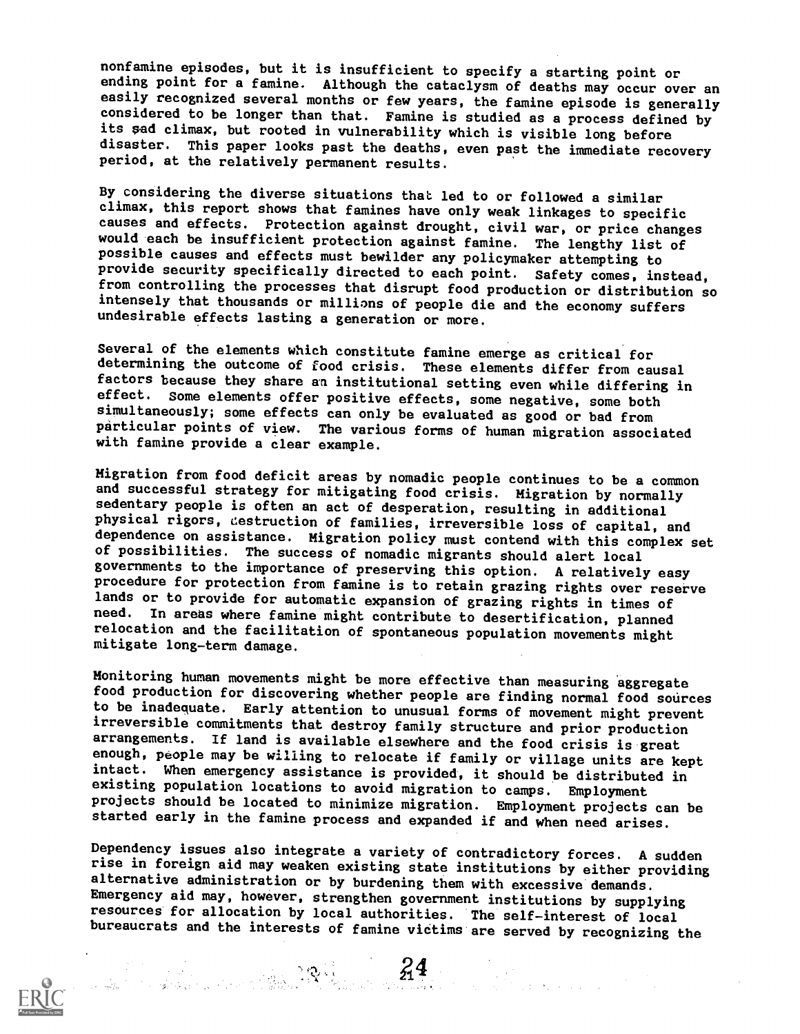nonfamine episodes, but it is insufficient to specify a starting point or ending point for a famine. Although the cataclysm of deaths may occur over an easily recognized several months or few years, the famine episode is generally considered to be longer than that. Famine is studied as a process defined by its sad climax, but rooted in vulnerability which is visible long before disaster. This paper looks past the deaths, even past the immediate recovery period, at the relatively permanent results.

By considering the diverse situations that led to or followed a similar climax, this report shows that famines have only weak linkages to specific causes and effects. Protection against drought, civil war, or price changes would each be insufficient protection against famine. The lengthy list of possible causes and effects must bewilder any policymaker attempting to provide security specifically directed to each point. Safety comes, instead, from controlling the processes that disrupt food production or distribution so intensely that thousands or millions of people die and the economy suffers undesirable effects lasting a generation or more.

Several of the elements which constitute famine emerge as critical for determining the outcome of food crisis. These elements differ from causal factors because they share an institutional setting even while differing in effect. Some elements offer positive effects, some negative, some both simultaneously; some effects can only be evaluated as good or bad from particular points of view. The various forms of human migration associated with famine provide a clear example.

Migration from food deficit areas by nomadic people continues to be a common and successful strategy for mitigating food crisis. Migration by normally sedentary people is often an act of desperation, resulting in additional physical rigors, destruction of families, irreversible loss of capital, and dependence on assistance. Migration policy must contend with this complex set of possibilities. The success of nomadic migrants should alert local governments to the importance of preserving this option. A relatively easy procedure for protection from famine is to retain grazing rights over reserve lands or to provide for automatic expansion of grazing rights in times of need. In areas where famine might contribute to desertification, planned relocation and the facilitation of spontaneous population movements might mitigate long-term damage.

Monitoring human movements might be more effective than measuring aggregate food production for discovering whether people are finding normal food sources to be inadequate. Early attention to unusual forms of movement might prevent irreversible commitments that destroy family structure and prior production arrangements. If land is available elsewhere and the food crisis is great enough, people may be willing to relocate if family or village units are kept intact. When emergency assistance is provided, it should be distributed in existing population locations to avoid migration to camps. Employment projects should be located to minimize migration. Employment projects can be started early in the famine process and expanded if and when need arises.

Dependency issues also integrate a variety of contradictory forces. A sudden rise in foreign aid may weaken existing state institutions by either providing alternative administration or by burdening them with excessive demands. Emergency aid may, however, strengthen government institutions by supplying resources for allocation by local authorities. The self-interest of local bureaucrats and the interests of famine victims are served by recognizing the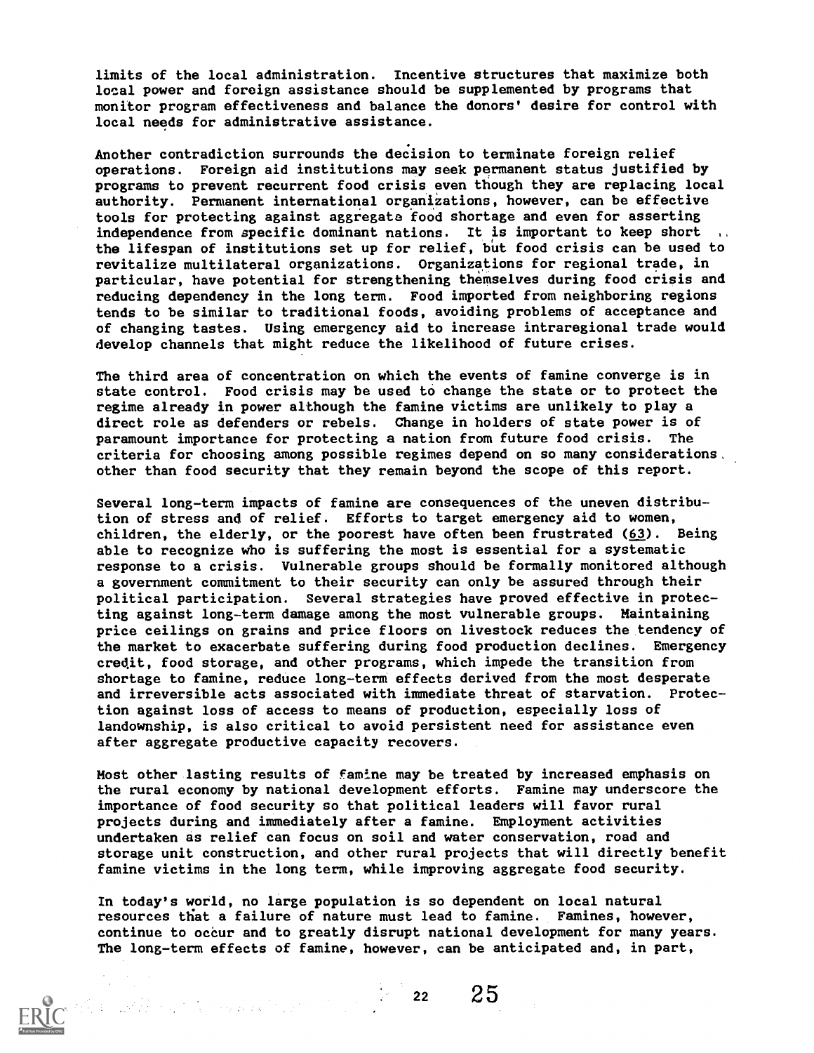limits of the local administration. Incentive structures that maximize both local power and foreign assistance should be supplemented by programs that monitor program effectiveness and balance the donors' desire for control with local needs for administrative assistance.

Another contradiction surrounds the decision to terminate foreign relief operations. Foreign aid institutions may seek permanent status justified by programs to prevent recurrent food crisis even though they are replacing local authority. Permanent international organizations, however, can be effective tools for protecting against aggregate food shortage and even for asserting independence from specific dominant nations. It is important to keep short the lifespan of institutions set up for relief, but food crisis can be used to revitalize multilateral organizations. Organizations for regional trade, in particular, have potential for strengthening themselves during food crisis and reducing dependency in the long term. Food imported from neighboring regions tends to be similar to traditional foods, avoiding problems of acceptance and of changing tastes. Using emergency aid to increase intraregional trade would develop channels that might reduce the likelihood of future crises.

The third area of concentration on which the events of famine converge is in state control. Food crisis may be used to change the state or to protect the regime already in power although the famine victims are unlikely to play a direct role as defenders or rebels. Change in holders of state power is of paramount importance for protecting a nation from future food crisis. The criteria for choosing among possible regimes depend on so many considerations other than food security that they remain beyond the scope of this report.

Several long-term impacts of famine are consequences of the uneven distribution of stress and of relief. Efforts to target emergency aid to women, children, the elderly, or the poorest have often been frustrated (63). Being able to recognize who is suffering the most is essential for a systematic response to a crisis. Vulnerable groups should be formally monitored although a government commitment to their security can only be assured through their political participation. Several strategies have proved effective in protecting against long-term damage among the most vulnerable groups. Maintaining price ceilings on grains and price floors on livestock reduces the tendency of the market to exacerbate suffering during food production declines. Emergency credit, food storage, and other programs, which impede the transition from shortage to famine, reduce long-term effects derived from the most desperate and irreversible acts associated with immediate threat of starvation. Protection against loss of access to means of production, especially loss of landownship, is also critical to avoid persistent need for assistance even after aggregate productive capacity recovers.

Most other lasting results of famine may be treated by increased emphasis on the rural economy by national development efforts. Famine may underscore the importance of food security so that political leaders will favor rural projects during and immediately after a famine. Employment activities undertaken as relief can focus on soil and water conservation, road and storage unit construction, and other rural projects that will directly benefit famine victims in the long term, while improving aggregate food security.

In today's world, no large population is so dependent on local natural resources that a failure of nature must lead to famine. Famines, however, continue to occur and to greatly disrupt national development for many years. The long-term effects of famine, however, can be anticipated and, in part,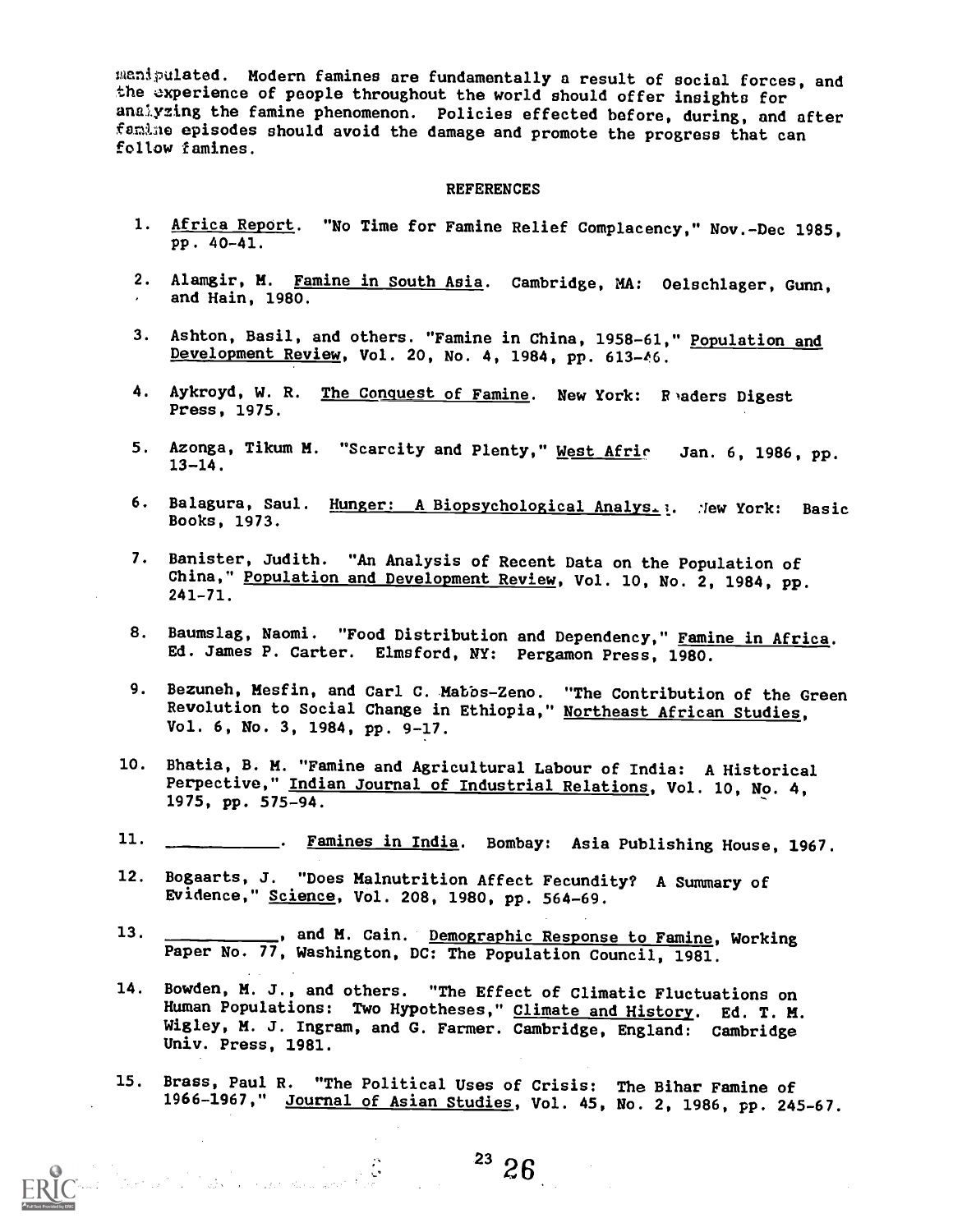manipulated. Modern famines are fundamentally a result of social forces, and the experience of people throughout the world should offer insights for analyzing the famine phenomenon. Policies effected before, during, and after famine episodes should avoid the damage and promote the progress that can follow famines.

## REFERENCES

1. Africa Report. "No Time for Famine Relief Complacency," Nov.-Dec 1985, pp. 40-41.

2. Alamgir, M. Famine in South Asia. Cambridge, MA: Oelschlager, Gunn, and Hain, 1980.

3. Ashton, Basil, and others. "Famine in China, 1958-61," Population and Development Review, Vol. 20, No. 4, 1984, pp. 613-46.

4. Aykroyd, W. R. The Conquest of Famine. New York: Readers Digest Press, 1975.

5. Azonga, Tikum M. "Scarcity and Plenty," West Africa Jan. 6, 1986, pp. 13-14.

6. Balagura, Saul. Hunger: A Biopsychological Analysis. New York: Basic Books, 1973.

7. Banister, Judith. "An Analysis of Recent Data on the Population of China," Population and Development Review, Vol. 10, No. 2, 1984, pp. 241-71.

8. Baumslag, Naomi. "Food Distribution and Dependency," Famine in Africa. Ed. James P. Carter. Elmsford, NY: Pergamon Press, 1980.

9. Bezuneh, Mesfin, and Carl C. Mabbs-Zeno. "The Contribution of the Green Revolution to Social Change in Ethiopia," Northeast African Studies, Vol. 6, No. 3, 1984, pp. 9-17.

10. Bhatia, B. M. "Famine and Agricultural Labour of India: A Historical Perpective," Indian Journal of Industrial Relations, Vol. 10, No. 4, 1975, pp. 575-94.

11. ___________. Famines in India. Bombay: Asia Publishing House, 1967.

12. Bogaarts, J. "Does Malnutrition Affect Fecundity? A Summary of Evidence," Science, Vol. 208, 1980, pp. 564-69.

13. ___________, and M. Cain. Demographic Response to Famine, Working Paper No. 77, Washington, DC: The Population Council, 1981.

14. Bowden, M. J., and others. "The Effect of Climatic Fluctuations on Human Populations: Two Hypotheses," Climate and History. Ed. T. M. Wigley, M. J. Ingram, and G. Farmer. Cambridge, England: Cambridge Univ. Press, 1981.

15. Brass, Paul R. "The Political Uses of Crisis: The Bihar Famine of 1966-1967," Journal of Asian Studies, Vol. 45, No. 2, 1986, pp. 245-67.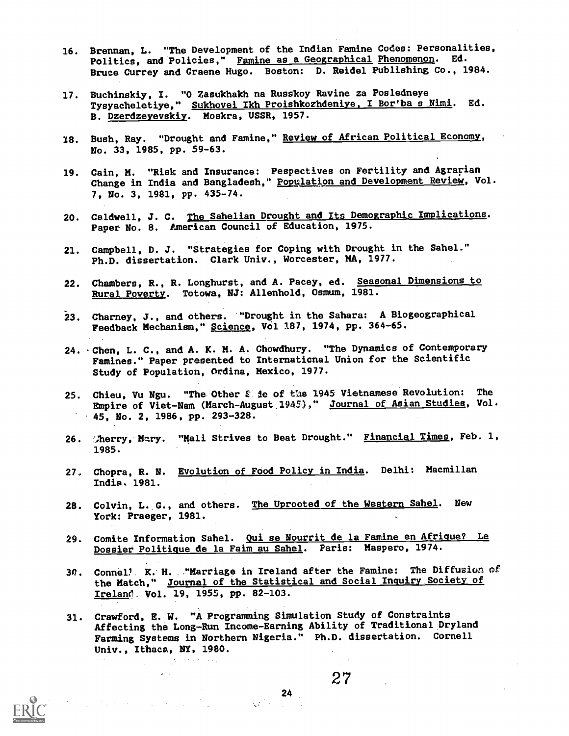16. Brennan, L. "The Development of the Indian Famine Codes: Personalities, Politics, and Policies," Famine as a Geographical Phenomenon. Ed. Bruce Currey and Graene Hugo. Boston: D. Reidel Publishing Co., 1984.

17. Buchinskiy, I. "O Zasukhakh na Russkoy Ravine za Posledneye Tysyacheletiye," Sukhovei Ikh Proishkozhdeniye, I Bor'ba s Nimi. Ed. B. Dzerdzeyevskiy. Moskra, USSR, 1957.

18. Bush, Ray. "Drought and Famine," Review of African Political Economy, No. 33, 1985, pp. 59-63.

19. Cain, M. "Risk and Insurance: Pespectives on Fertility and Agrarian Change in India and Bangladesh," Population and Development Review, Vol. 7, No. 3, 1981, pp. 435-74.

20. Caldwell, J. C. The Sahelian Drought and Its Demographic Implications. Paper No. 8. American Council of Education, 1975.

21. Campbell, D. J. "Strategies for Coping with Drought in the Sahel." Ph.D. dissertation. Clark Univ., Worcester, MA, 1977.

22. Chambers, R., R. Longhurst, and A. Pacey, ed. Seasonal Dimensions to Rural Poverty. Totowa, NJ: Allenhold, Osmum, 1981.

23. Charney, J., and others. "Drought in the Sahara: A Biogeographical Feedback Mechanism," Science, Vol 187, 1974, pp. 364-65.

24. Chen, L. C., and A. K. M. A. Chowdhury. "The Dynamics of Contemporary Famines." Paper presented to International Union for the Scientific Study of Population, Ordina, Mexico, 1977.

25. Chieu, Vu Ngu. "The Other Side of the 1945 Vietnamese Revolution: The Empire of Viet-Nam (March-August 1945)," Journal of Asian Studies, Vol. 45, No. 2, 1986, pp. 293-328.

26. Cherry, Mary. "Mali Strives to Beat Drought." Financial Times, Feb. 1, 1985.

27. Chopra, R. N. Evolution of Food Policy in India. Delhi: Macmillan India, 1981.

28. Colvin, L. G., and others. The Uprooted of the Western Sahel. New York: Praeger, 1981.

29. Comite Information Sahel. Qui se Nourrit de la Famine en Afrique? Le Dossier Politique de la Faim au Sahel. Paris: Maspero, 1974.

30. Connell K. H. "Marriage in Ireland after the Famine: The Diffusion of the Match," Journal of the Statistical and Social Inquiry Society of Ireland. Vol. 19, 1955, pp. 82-103.

31. Crawford, E. W. "A Programming Simulation Study of Constraints Affecting the Long-Run Income-Earning Ability of Traditional Dryland Farming Systems in Northern Nigeria." Ph.D. dissertation. Cornell Univ., Ithaca, NY, 1980.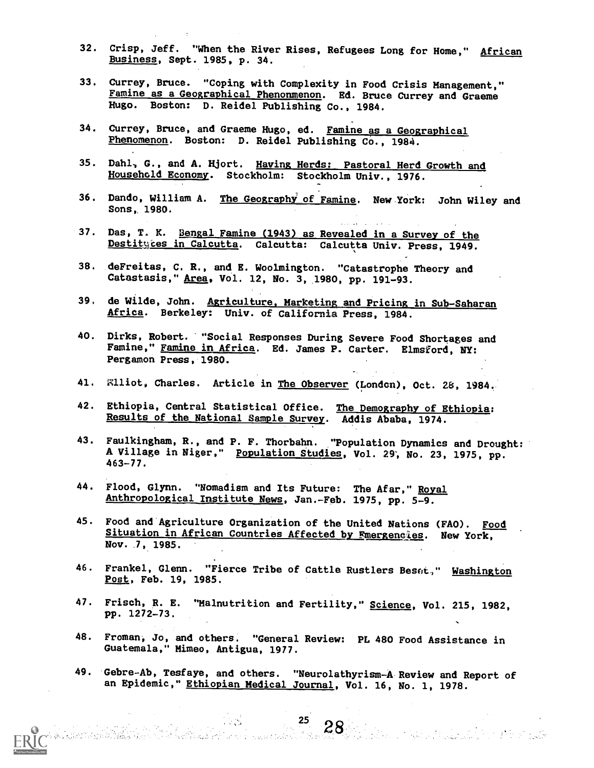32. Crisp, Jeff. "When the River Rises, Refugees Long for Home," African Business, Sept. 1985, p. 34.

33. Currey, Bruce. "Coping with Complexity in Food Crisis Management," Famine as a Geographical Phenonmenon. Ed. Bruce Currey and Graeme Hugo. Boston: D. Reidel Publishing Co., 1984.

34. Currey, Bruce, and Graeme Hugo, ed. Famine as a Geographical Phenomenon. Boston: D. Reidel Publishing Co., 1984.

35. Dahl, G., and A. Hjort. Having Herds: Pastoral Herd Growth and Household Economy. Stockholm: Stockholm Univ., 1976.

36. Dando, William A. The Geography of Famine. New York: John Wiley and Sons, 1980.

37. Das, T. K. Bengal Famine (1943) as Revealed in a Survey of the Destitutes in Calcutta. Calcutta: Calcutta Univ. Press, 1949.

38. deFreitas, C. R., and E. Woolmington. "Catastrophe Theory and Catastasis," Area, Vol. 12, No. 3, 1980, pp. 191-93.

39. de Wilde, John. Agriculture, Marketing and Pricing in Sub-Saharan Africa. Berkeley: Univ. of California Press, 1984.

40. Dirks, Robert. "Social Responses During Severe Food Shortages and Famine," Famine in Africa. Ed. James P. Carter. Elmsford, NY: Pergamon Press, 1980.

41. Elliot, Charles. Article in The Observer (London), Oct. 28, 1984.

42. Ethiopia, Central Statistical Office. The Demography of Ethiopia: Results of the National Sample Survey. Addis Ababa, 1974.

43. Faulkingham, R., and P. F. Thorbahn. "Population Dynamics and Drought: A Village in Niger," Population Studies, Vol. 29, No. 23, 1975, pp. 463-77.

44. Flood, Glynn. "Nomadism and Its Future: The Afar," Royal Anthropological Institute News, Jan.-Feb. 1975, pp. 5-9.

45. Food and Agriculture Organization of the United Nations (FAO). Food Situation in African Countries Affected by Emergencies. New York, Nov. 7, 1985.

46. Frankel, Glenn. "Fierce Tribe of Cattle Rustlers Beset," Washington Post, Feb. 19, 1985.

47. Frisch, R. E. "Malnutrition and Fertility," Science, Vol. 215, 1982, pp. 1272-73.

48. Froman, Jo, and others. "General Review: PL 480 Food Assistance in Guatemala," Mimeo, Antigua, 1977.

49. Gebre-Ab, Tesfaye, and others. "Neurolathyrism-A Review and Report of an Epidemic," Ethiopian Medical Journal, Vol. 16, No. 1, 1978.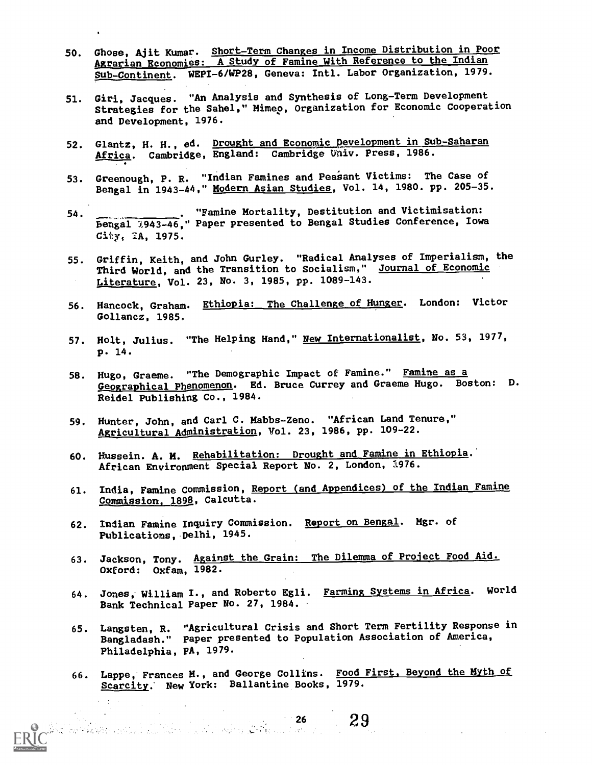50. Ghose, Ajit Kumar. Short-Term Changes in Income Distribution in Poor Agrarian Economies: A Study of Famine With Reference to the Indian Sub-Continent. WEPI-6/WP28, Geneva: Intl. Labor Organization, 1979.

51. Giri, Jacques. "An Analysis and Synthesis of Long-Term Development Strategies for the Sahel," Mimeo, Organization for Economic Cooperation and Development, 1976.

52. Glantz, H. H., ed. Drought and Economic Development in Sub-Saharan Africa. Cambridge, England: Cambridge Univ. Press, 1986.

53. Greenough, P. R. "Indian Famines and Peasant Victims: The Case of Bengal in 1943-44," Modern Asian Studies, Vol. 14, 1980. pp. 205-35.

54. ______________. "Famine Mortality, Destitution and Victimisation: Bengal 1943-46," Paper presented to Bengal Studies Conference, Iowa City, IA, 1975.

55. Griffin, Keith, and John Gurley. "Radical Analyses of Imperialism, the Third World, and the Transition to Socialism," Journal of Economic Literature, Vol. 23, No. 3, 1985, pp. 1089-143.

56. Hancock, Graham. Ethiopia: The Challenge of Hunger. London: Victor Gollancz, 1985.

57. Holt, Julius. "The Helping Hand," New Internationalist, No. 53, 1977, p. 14.

58. Hugo, Graeme. "The Demographic Impact of Famine." Famine as a Geographical Phenomenon. Ed. Bruce Currey and Graeme Hugo. Boston: D. Reidel Publishing Co., 1984.

59. Hunter, John, and Carl C. Mabbs-Zeno. "African Land Tenure," Agricultural Administration, Vol. 23, 1986, pp. 109-22.

60. Hussein. A. M. Rehabilitation: Drought and Famine in Ethiopia. African Environment Special Report No. 2, London, 1976.

61. India, Famine Commission, Report (and Appendices) of the Indian Famine Commission, 1898, Calcutta.

62. Indian Famine Inquiry Commission. Report on Bengal. Mgr. of Publications, Delhi, 1945.

63. Jackson, Tony. Against the Grain: The Dilemma of Project Food Aid. Oxford: Oxfam, 1982.

64. Jones, William I., and Roberto Egli. Farming Systems in Africa. World Bank Technical Paper No. 27, 1984.

65. Langsten, R. "Agricultural Crisis and Short Term Fertility Response in Bangladesh." Paper presented to Population Association of America, Philadelphia, PA, 1979.

66. Lappe, Frances M., and George Collins. Food First, Beyond the Myth of Scarcity. New York: Ballantine Books, 1979.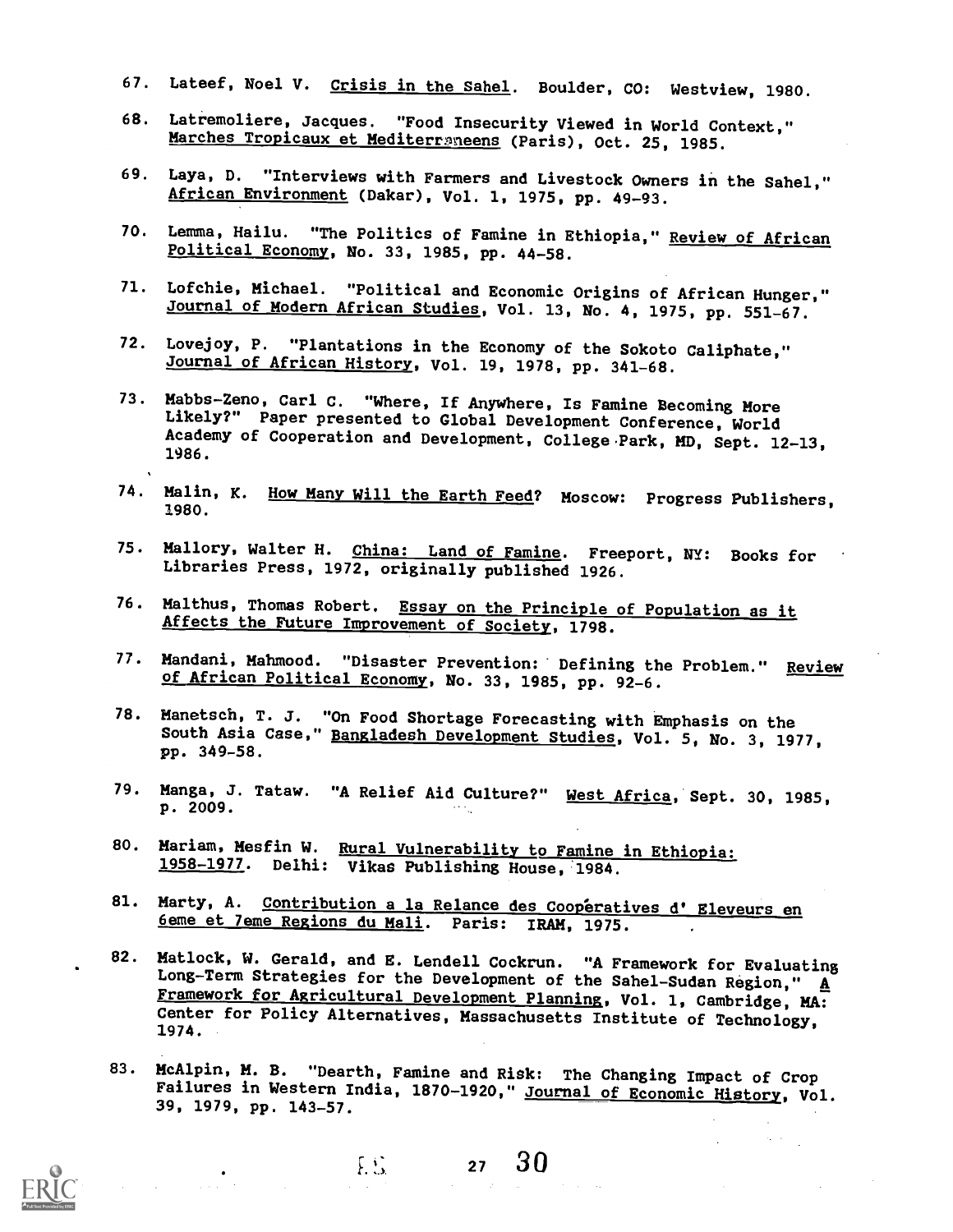67. Lateef, Noel V. Crisis in the Sahel. Boulder, CO: Westview, 1980.

68. Latremoliere, Jacques. "Food Insecurity Viewed in World Context," Marches Tropicaux et Mediterraneens (Paris), Oct. 25, 1985.

69. Laya, D. "Interviews with Farmers and Livestock Owners in the Sahel," African Environment (Dakar), Vol. 1, 1975, pp. 49-93.

70. Lemma, Hailu. "The Politics of Famine in Ethiopia," Review of African Political Economy, No. 33, 1985, pp. 44-58.

71. Lofchie, Michael. "Political and Economic Origins of African Hunger," Journal of Modern African Studies, Vol. 13, No. 4, 1975, pp. 551-67.

72. Lovejoy, P. "Plantations in the Economy of the Sokoto Caliphate," Journal of African History, Vol. 19, 1978, pp. 341-68.

73. Mabbs-Zeno, Carl C. "Where, If Anywhere, Is Famine Becoming More Likely?" Paper presented to Global Development Conference, World Academy of Cooperation and Development, College Park, MD, Sept. 12-13, 1986.

74. Malin, K. How Many Will the Earth Feed? Moscow: Progress Publishers, 1980.

75. Mallory, Walter H. China: Land of Famine. Freeport, NY: Books for Libraries Press, 1972, originally published 1926.

76. Malthus, Thomas Robert. Essay on the Principle of Population as it Affects the Future Improvement of Society, 1798.

77. Mandani, Mahmood. "Disaster Prevention: Defining the Problem." Review of African Political Economy, No. 33, 1985, pp. 92-6.

78. Manetsch, T. J. "On Food Shortage Forecasting with Emphasis on the South Asia Case," Bangladesh Development Studies, Vol. 5, No. 3, 1977, pp. 349-58.

79. Manga, J. Tataw. "A Relief Aid Culture?" West Africa, Sept. 30, 1985, p. 2009.

80. Mariam, Mesfin W. Rural Vulnerability to Famine in Ethiopia: 1958-1977. Delhi: Vikas Publishing House, 1984.

81. Marty, A. Contribution a la Relance des Coopératives d' Eleveurs en 6eme et 7eme Regions du Mali. Paris: IRAM, 1975.

82. Matlock, W. Gerald, and E. Lendell Cockrun. "A Framework for Evaluating Long-Term Strategies for the Development of the Sahel-Sudan Region," A Framework for Agricultural Development Planning, Vol. 1, Cambridge, MA: Center for Policy Alternatives, Massachusetts Institute of Technology, 1974.

83. McAlpin, M. B. "Dearth, Famine and Risk: The Changing Impact of Crop Failures in Western India, 1870-1920," Journal of Economic History, Vol. 39, 1979, pp. 143-57.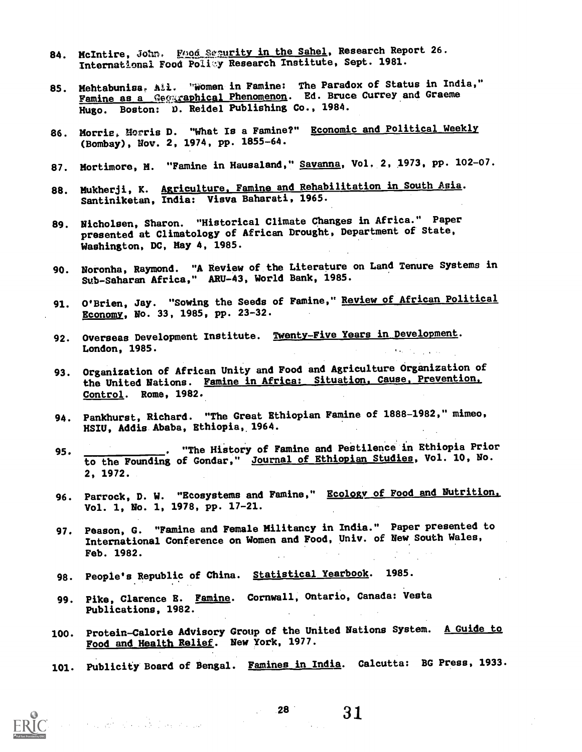84. McIntire, John. Food Security in the Sahel, Research Report 26. International Food Policy Research Institute, Sept. 1981.

85. Mehtabunisa, Ali. "Women in Famine: The Paradox of Status in India," Famine as a Geographical Phenomenon. Ed. Bruce Currey and Graeme Hugo. Boston: D. Reidel Publishing Co., 1984.

86. Morris, Morris D. "What Is a Famine?" Economic and Political Weekly (Bombay), Nov. 2, 1974, pp. 1855-64.

87. Mortimore, M. "Famine in Hausaland," Savanna, Vol. 2, 1973, pp. 102-07.

88. Mukherji, K. Agriculture, Famine and Rehabilitation in South Asia. Santiniketan, India: Visva Baharati, 1965.

89. Nicholsen, Sharon. "Historical Climate Changes in Africa." Paper presented at Climatology of African Drought, Department of State, Washington, DC, May 4, 1985.

90. Noronha, Raymond. "A Review of the Literature on Land Tenure Systems in Sub-Saharan Africa," ARU-43, World Bank, 1985.

91. O'Brien, Jay. "Sowing the Seeds of Famine," Review of African Political Economy, No. 33, 1985, pp. 23-32.

92. Overseas Development Institute. Twenty-Five Years in Development. London, 1985.

93. Organization of African Unity and Food and Agriculture Organization of the United Nations. Famine in Africa: Situation, Cause, Prevention, Control. Rome, 1982.

94. Pankhurst, Richard. "The Great Ethiopian Famine of 1888-1982," mimeo, HSIU, Addis Ababa, Ethiopia, 1964.

95. ____________. "The History of Famine and Pestilence in Ethiopia Prior to the Founding of Gondar," Journal of Ethiopian Studies, Vol. 10, No. 2, 1972.

96. Parrock, D. W. "Ecosystems and Famine," Ecology of Food and Nutrition, Vol. 1, No. 1, 1978, pp. 17-21.

97. Peason, G. "Famine and Female Militancy in India." Paper presented to International Conference on Women and Food, Univ. of New South Wales, Feb. 1982.

98. People's Republic of China. Statistical Yearbook. 1985.

99. Pike, Clarence E. Famine. Cornwall, Ontario, Canada: Vesta Publications, 1982.

100. Protein-Calorie Advisory Group of the United Nations System. A Guide to Food and Health Relief. New York, 1977.

101. Publicity Board of Bengal. Famines in India. Calcutta: BG Press, 1933.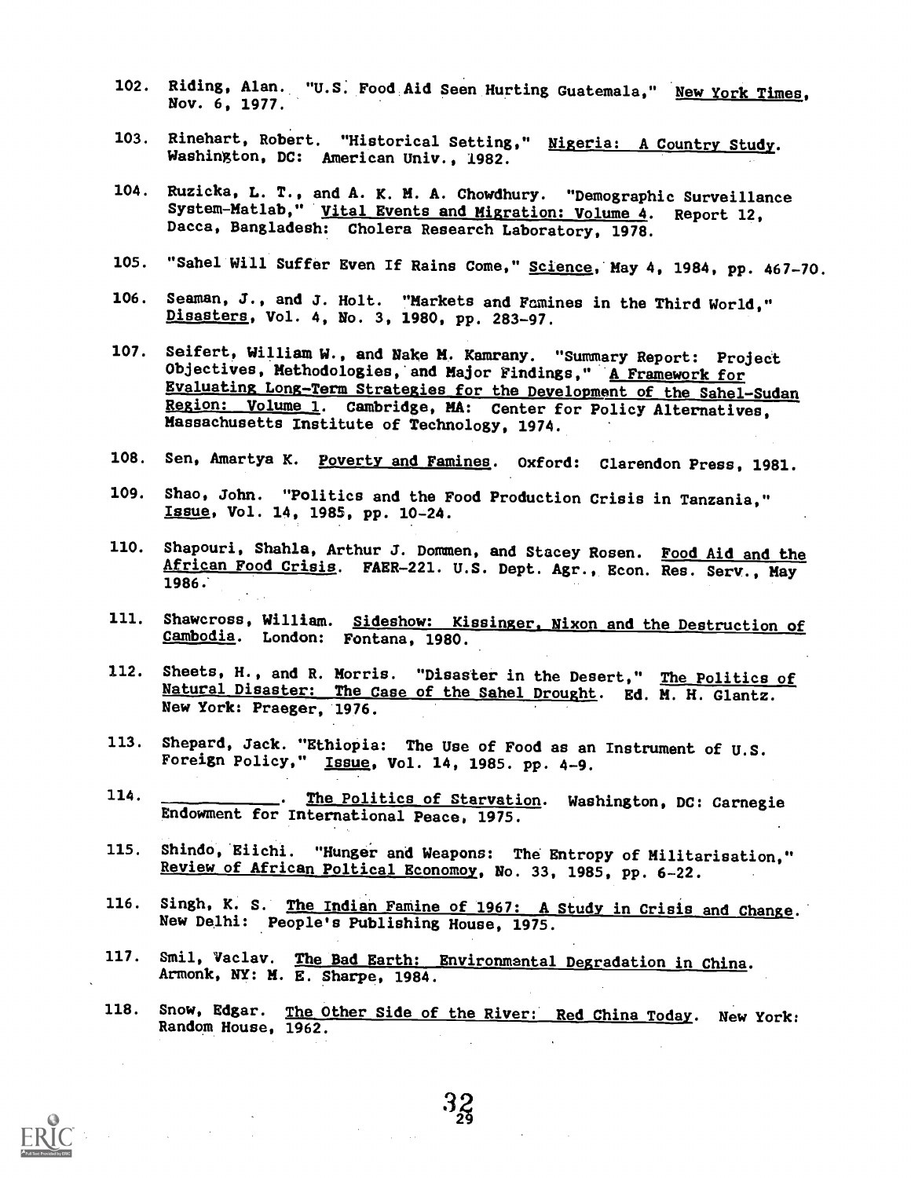102. Riding, Alan. "U.S. Food Aid Seen Hurting Guatemala," New York Times, Nov. 6, 1977.

103. Rinehart, Robert. "Historical Setting," Nigeria: A Country Study. Washington, DC: American Univ., 1982.

104. Ruzicka, L. T., and A. K. M. A. Chowdhury. "Demographic Surveillance System-Matlab," Vital Events and Migration: Volume 4. Report 12, Dacca, Bangladesh: Cholera Research Laboratory, 1978.

105. "Sahel Will Suffer Even If Rains Come," Science, May 4, 1984, pp. 467-70.

106. Seaman, J., and J. Holt. "Markets and Famines in the Third World," Disasters, Vol. 4, No. 3, 1980, pp. 283-97.

107. Seifert, William W., and Nake M. Kamrany. "Summary Report: Project Objectives, Methodologies, and Major Findings," A Framework for Evaluating Long-Term Strategies for the Development of the Sahel-Sudan Region: Volume 1. Cambridge, MA: Center for Policy Alternatives, Massachusetts Institute of Technology, 1974.

108. Sen, Amartya K. Poverty and Famines. Oxford: Clarendon Press, 1981.

109. Shao, John. "Politics and the Food Production Crisis in Tanzania," Issue, Vol. 14, 1985, pp. 10-24.

110. Shapouri, Shahla, Arthur J. Dommen, and Stacey Rosen. Food Aid and the African Food Crisis. FAER-221. U.S. Dept. Agr., Econ. Res. Serv., May 1986.

111. Shawcross, William. Sideshow: Kissinger, Nixon and the Destruction of Cambodia. London: Fontana, 1980.

112. Sheets, H., and R. Morris. "Disaster in the Desert," The Politics of Natural Disaster: The Case of the Sahel Drought. Ed. M. H. Glantz. New York: Praeger, 1976.

113. Shepard, Jack. "Ethiopia: The Use of Food as an Instrument of U.S. Foreign Policy," Issue, Vol. 14, 1985. pp. 4-9.

114. \_\_\_\_\_\_\_\_\_\_\_\_. The Politics of Starvation. Washington, DC: Carnegie Endowment for International Peace, 1975.

115. Shindo, Eiichi. "Hunger and Weapons: The Entropy of Militarisation," Review of African Poltical Economoy, No. 33, 1985, pp. 6-22.

116. Singh, K. S. The Indian Famine of 1967: A Study in Crisis and Change. New Delhi: People's Publishing House, 1975.

117. Smil, Vaclav. The Bad Earth: Environmental Degradation in China. Armonk, NY: M. E. Sharpe, 1984.

118. Snow, Edgar. The Other Side of the River: Red China Today. New York: Random House, 1962.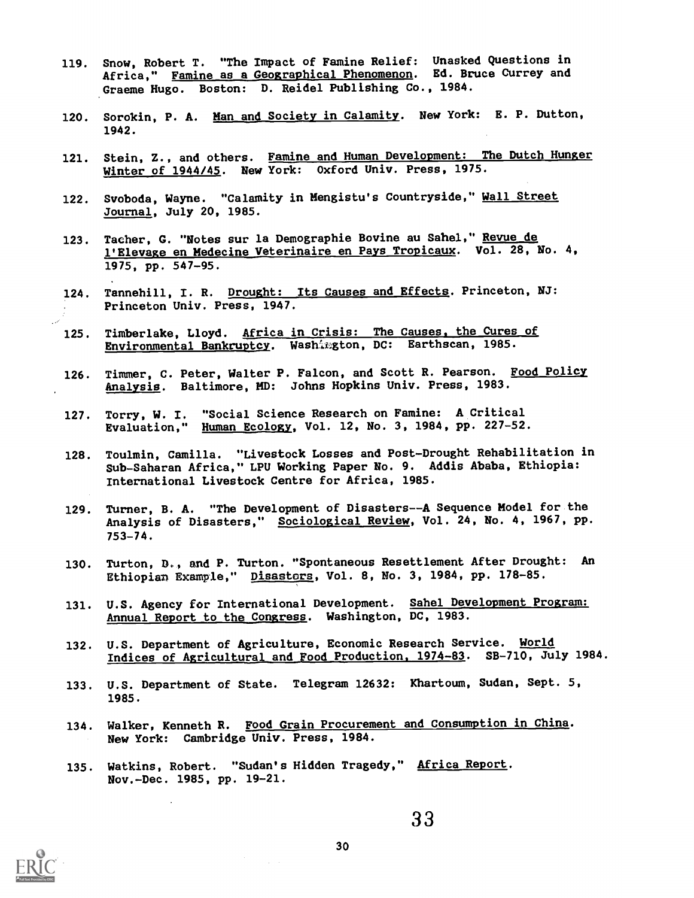119. Snow, Robert T. "The Impact of Famine Relief: Unasked Questions in Africa," Famine as a Geographical Phenomenon. Ed. Bruce Currey and Graeme Hugo. Boston: D. Reidel Publishing Co., 1984.

120. Sorokin, P. A. Man and Society in Calamity. New York: E. P. Dutton, 1942.

121. Stein, Z., and others. Famine and Human Development: The Dutch Hunger Winter of 1944/45. New York: Oxford Univ. Press, 1975.

122. Svoboda, Wayne. "Calamity in Mengistu's Countryside," Wall Street Journal, July 20, 1985.

123. Tacher, G. "Notes sur la Demographie Bovine au Sahel," Revue de l'Elevage en Medecine Veterinaire en Pays Tropicaux. Vol. 28, No. 4, 1975, pp. 547-95.

124. Tannehill, I. R. Drought: Its Causes and Effects. Princeton, NJ: Princeton Univ. Press, 1947.

125. Timberlake, Lloyd. Africa in Crisis: The Causes, the Cures of Environmental Bankruptcy. Washington, DC: Earthscan, 1985.

126. Timmer, C. Peter, Walter P. Falcon, and Scott R. Pearson. Food Policy Analysis. Baltimore, MD: Johns Hopkins Univ. Press, 1983.

127. Torry, W. I. "Social Science Research on Famine: A Critical Evaluation," Human Ecology, Vol. 12, No. 3, 1984, pp. 227-52.

128. Toulmin, Camilla. "Livestock Losses and Post-Drought Rehabilitation in Sub-Saharan Africa," LPU Working Paper No. 9. Addis Ababa, Ethiopia: International Livestock Centre for Africa, 1985.

129. Turner, B. A. "The Development of Disasters--A Sequence Model for the Analysis of Disasters," Sociological Review, Vol. 24, No. 4, 1967, pp. 753-74.

130. Turton, D., and P. Turton. "Spontaneous Resettlement After Drought: An Ethiopian Example," Disasters, Vol. 8, No. 3, 1984, pp. 178-85.

131. U.S. Agency for International Development. Sahel Development Program: Annual Report to the Congress. Washington, DC, 1983.

132. U.S. Department of Agriculture, Economic Research Service. World Indices of Agricultural and Food Production, 1974-83. SB-710, July 1984.

133. U.S. Department of State. Telegram 12632: Khartoum, Sudan, Sept. 5, 1985.

134. Walker, Kenneth R. Food Grain Procurement and Consumption in China. New York: Cambridge Univ. Press, 1984.

135. Watkins, Robert. "Sudan's Hidden Tragedy," Africa Report. Nov.-Dec. 1985, pp. 19-21.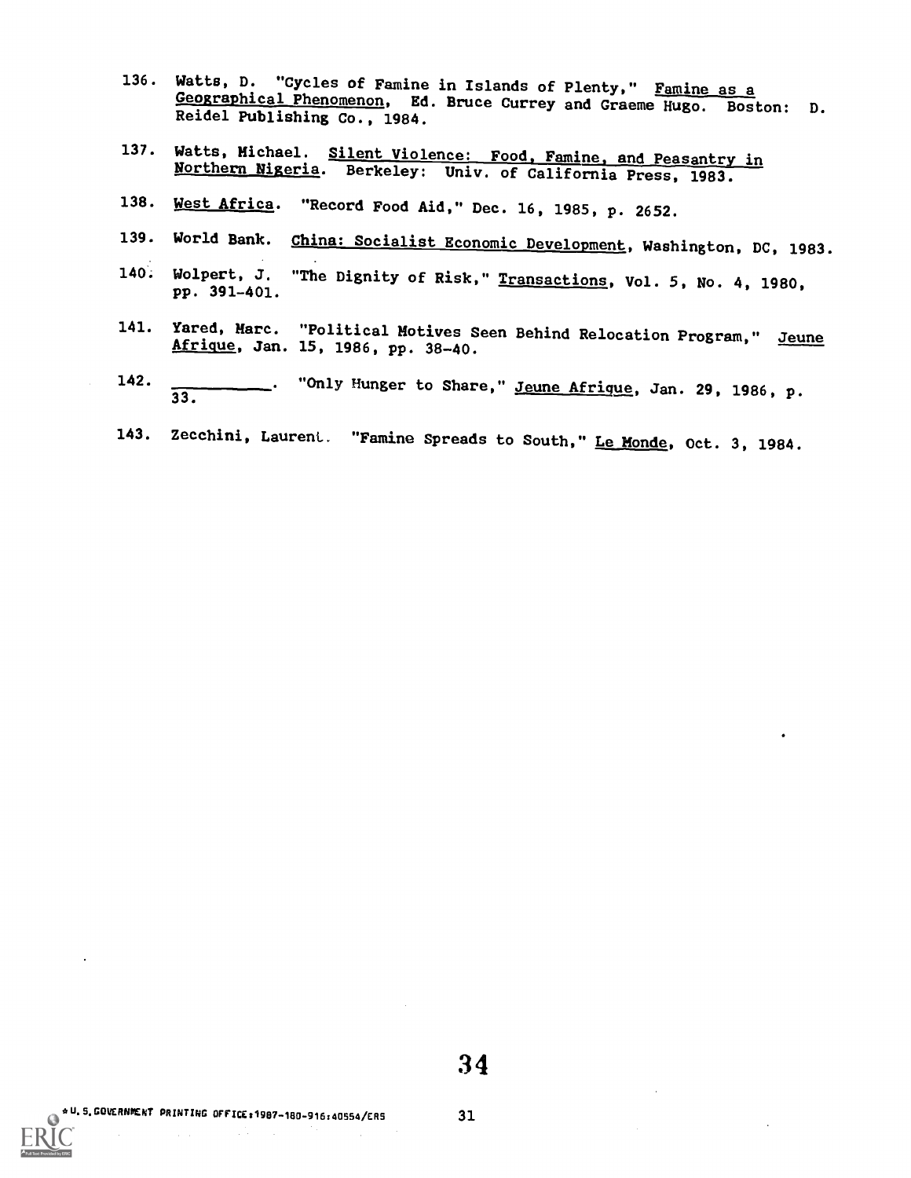136. Watts, D. "Cycles of Famine in Islands of Plenty," Famine as a Geographical Phenomenon, Ed. Bruce Currey and Graeme Hugo. Boston: D. Reidel Publishing Co., 1984.

137. Watts, Michael. Silent Violence: Food, Famine, and Peasantry in Northern Nigeria. Berkeley: Univ. of California Press, 1983.

138. West Africa. "Record Food Aid," Dec. 16, 1985, p. 2652.

139. World Bank. China: Socialist Economic Development, Washington, DC, 1983.

140. Wolpert, J. "The Dignity of Risk," Transactions, Vol. 5, No. 4, 1980, pp. 391-401.

141. Yared, Marc. "Political Motives Seen Behind Relocation Program," Jeune Afrique, Jan. 15, 1986, pp. 38-40.

142. ________. "Only Hunger to Share," Jeune Afrique, Jan. 29, 1986, p. 33.

143. Zecchini, Laurent. "Famine Spreads to South," Le Monde, Oct. 3, 1984.

*U.S. GOVERNMENT PRINTING OFFICE:1987-180-916:40554/ERS